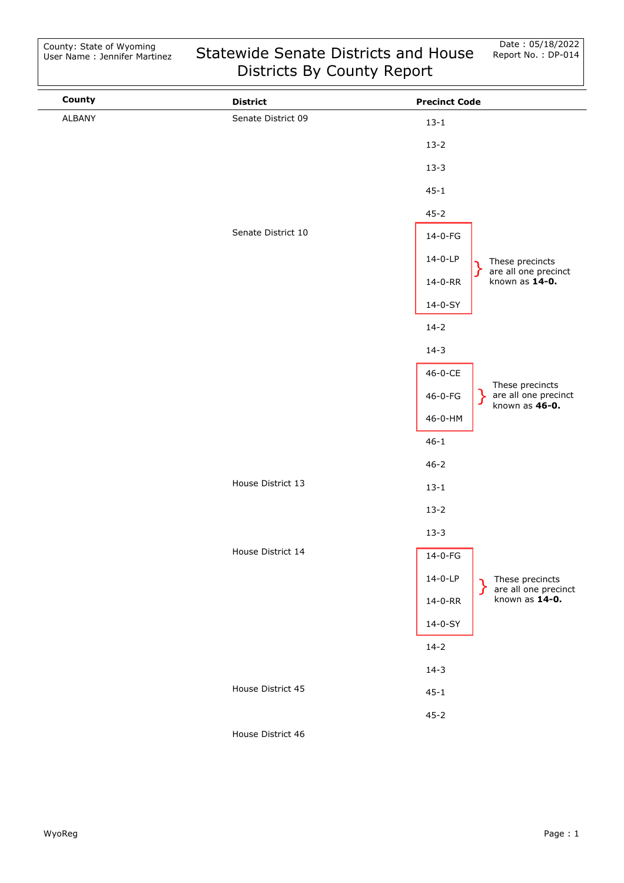County: State of Wyoming
User Name : Jennifer Martinez

# Statewide Senate Districts and House Districts By County Report

Date : 05/18/2022
Report No. : DP-014

| County | District | Precinct Code | |
|---|---|---|---|
| ALBANY | Senate District 09 | 13-1 | |
| | | 13-2 | |
| | | 13-3 | |
| | | 45-1 | |
| | | 45-2 | |
| | Senate District 10 | 14-0-FG | These precincts are all one precinct known as **14-0.** |
| | | 14-0-LP | |
| | | 14-0-RR | |
| | | 14-0-SY | |
| | | 14-2 | |
| | | 14-3 | |
| | | 46-0-CE | These precincts are all one precinct known as **46-0.** |
| | | 46-0-FG | |
| | | 46-0-HM | |
| | | 46-1 | |
| | | 46-2 | |
| | House District 13 | 13-1 | |
| | | 13-2 | |
| | | 13-3 | |
| | House District 14 | 14-0-FG | These precincts are all one precinct known as **14-0.** |
| | | 14-0-LP | |
| | | 14-0-RR | |
| | | 14-0-SY | |
| | | 14-2 | |
| | | 14-3 | |
| | House District 45 | 45-1 | |
| | | 45-2 | |
| | House District 46 | | |

WyoReg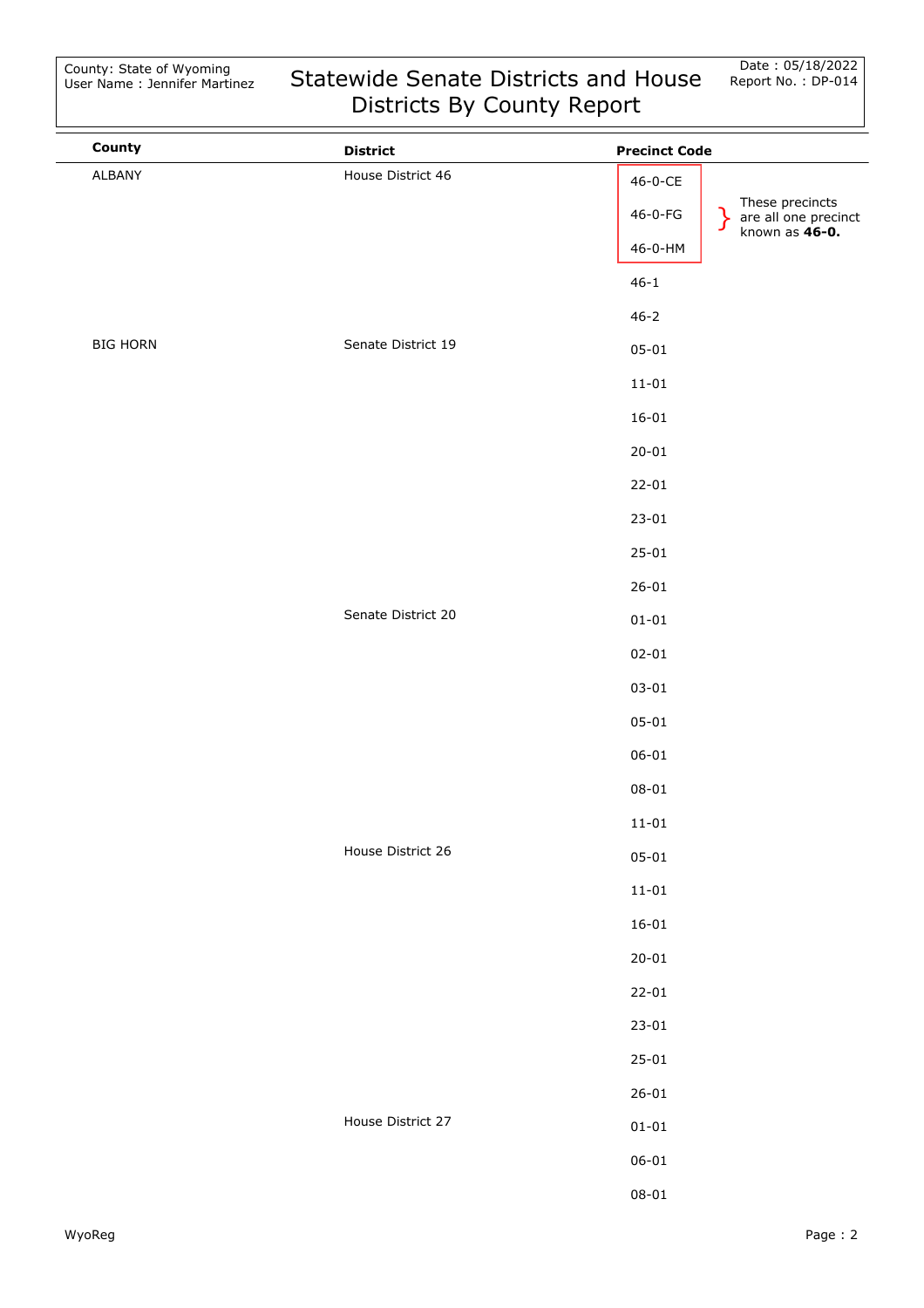County: State of Wyoming
User Name : Jennifer Martinez

# Statewide Senate Districts and House Districts By County Report

Date : 05/18/2022
Report No. : DP-014

| County | District | Precinct Code |
|---|---|---|
| ALBANY | House District 46 | 46-0-CE |
| | | 46-0-FG |
| | | 46-0-HM |
| | | 46-1 |
| | | 46-2 |
| BIG HORN | Senate District 19 | 05-01 |
| | | 11-01 |
| | | 16-01 |
| | | 20-01 |
| | | 22-01 |
| | | 23-01 |
| | | 25-01 |
| | | 26-01 |
| | Senate District 20 | 01-01 |
| | | 02-01 |
| | | 03-01 |
| | | 05-01 |
| | | 06-01 |
| | | 08-01 |
| | | 11-01 |
| | House District 26 | 05-01 |
| | | 11-01 |
| | | 16-01 |
| | | 20-01 |
| | | 22-01 |
| | | 23-01 |
| | | 25-01 |
| | | 26-01 |
| | House District 27 | 01-01 |
| | | 06-01 |
| | | 08-01 |

These precincts (46-0-CE, 46-0-FG, 46-0-HM) are all one precinct known as **46-0.**

WyoReg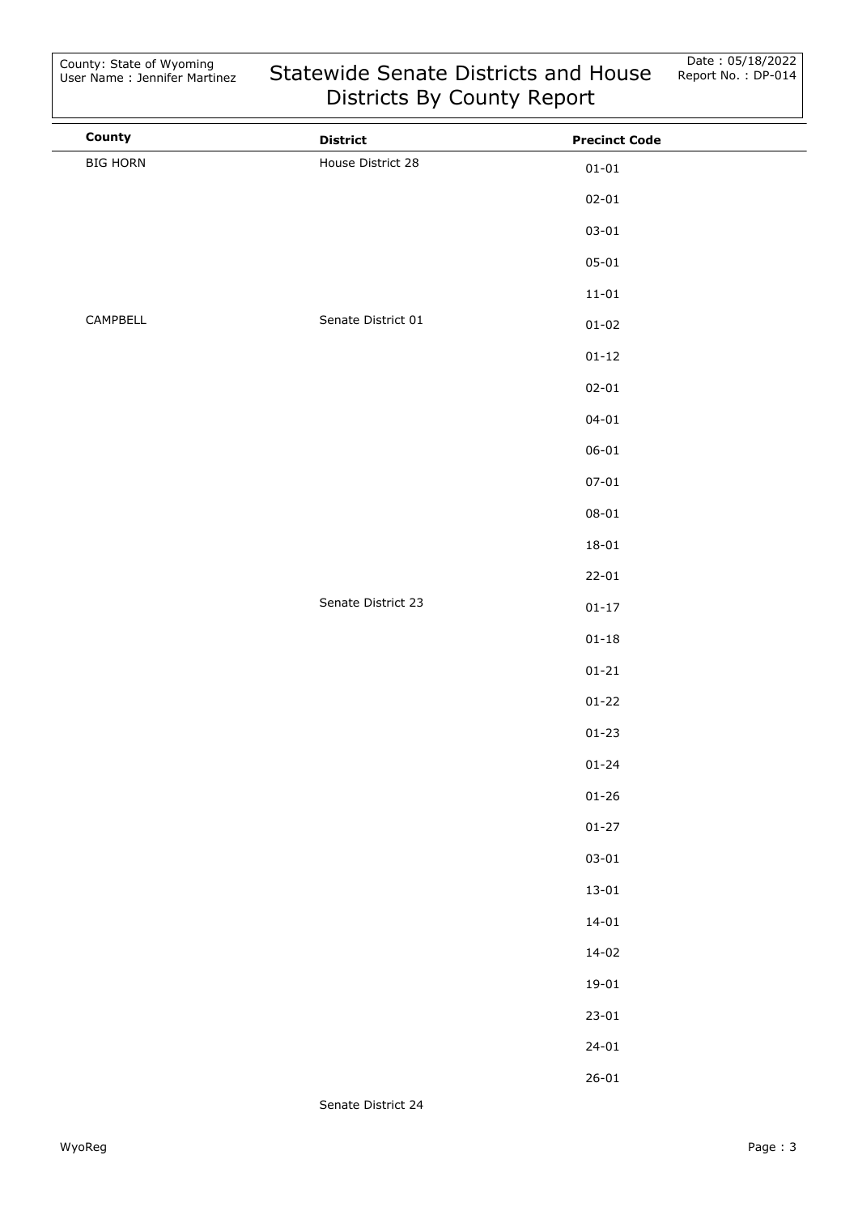County: State of Wyoming
User Name : Jennifer Martinez

# Statewide Senate Districts and House Districts By County Report

Date : 05/18/2022
Report No. : DP-014

| County | District | Precinct Code |
|---|---|---|
| BIG HORN | House District 28 | 01-01 |
| | | 02-01 |
| | | 03-01 |
| | | 05-01 |
| | | 11-01 |
| CAMPBELL | Senate District 01 | 01-02 |
| | | 01-12 |
| | | 02-01 |
| | | 04-01 |
| | | 06-01 |
| | | 07-01 |
| | | 08-01 |
| | | 18-01 |
| | | 22-01 |
| | Senate District 23 | 01-17 |
| | | 01-18 |
| | | 01-21 |
| | | 01-22 |
| | | 01-23 |
| | | 01-24 |
| | | 01-26 |
| | | 01-27 |
| | | 03-01 |
| | | 13-01 |
| | | 14-01 |
| | | 14-02 |
| | | 19-01 |
| | | 23-01 |
| | | 24-01 |
| | | 26-01 |
| | Senate District 24 | |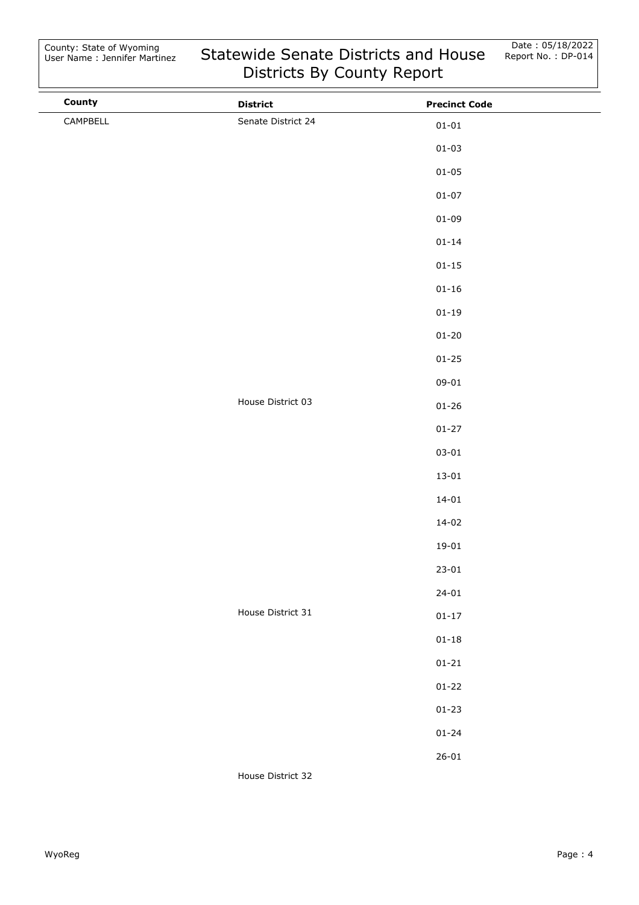| County | District | Precinct Code |
|---|---|---|
| CAMPBELL | Senate District 24 | 01-01 |
| | | 01-03 |
| | | 01-05 |
| | | 01-07 |
| | | 01-09 |
| | | 01-14 |
| | | 01-15 |
| | | 01-16 |
| | | 01-19 |
| | | 01-20 |
| | | 01-25 |
| | | 09-01 |
| | House District 03 | 01-26 |
| | | 01-27 |
| | | 03-01 |
| | | 13-01 |
| | | 14-01 |
| | | 14-02 |
| | | 19-01 |
| | | 23-01 |
| | | 24-01 |
| | House District 31 | 01-17 |
| | | 01-18 |
| | | 01-21 |
| | | 01-22 |
| | | 01-23 |
| | | 01-24 |
| | | 26-01 |
| | House District 32 | |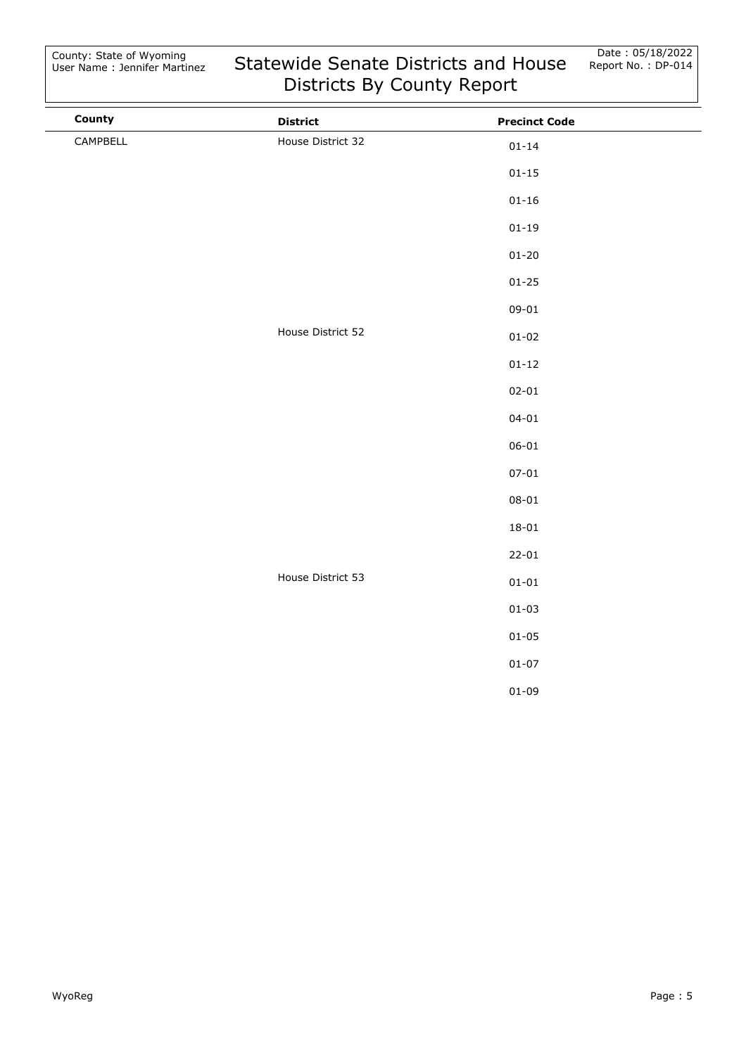| County | District | Precinct Code |
| --- | --- | --- |
| CAMPBELL | House District 32 | 01-14 |
| | | 01-15 |
| | | 01-16 |
| | | 01-19 |
| | | 01-20 |
| | | 01-25 |
| | | 09-01 |
| | House District 52 | 01-02 |
| | | 01-12 |
| | | 02-01 |
| | | 04-01 |
| | | 06-01 |
| | | 07-01 |
| | | 08-01 |
| | | 18-01 |
| | | 22-01 |
| | House District 53 | 01-01 |
| | | 01-03 |
| | | 01-05 |
| | | 01-07 |
| | | 01-09 |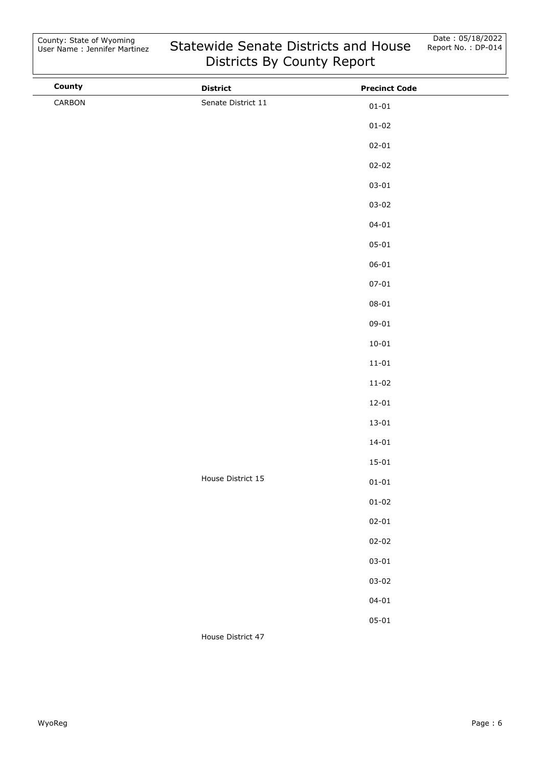# Statewide Senate Districts and House Districts By County Report

County: State of Wyoming
User Name : Jennifer Martinez

Date : 05/18/2022
Report No. : DP-014

| County | District | Precinct Code |
|---|---|---|
| CARBON | Senate District 11 | 01-01 |
| | | 01-02 |
| | | 02-01 |
| | | 02-02 |
| | | 03-01 |
| | | 03-02 |
| | | 04-01 |
| | | 05-01 |
| | | 06-01 |
| | | 07-01 |
| | | 08-01 |
| | | 09-01 |
| | | 10-01 |
| | | 11-01 |
| | | 11-02 |
| | | 12-01 |
| | | 13-01 |
| | | 14-01 |
| | | 15-01 |
| | House District 15 | 01-01 |
| | | 01-02 |
| | | 02-01 |
| | | 02-02 |
| | | 03-01 |
| | | 03-02 |
| | | 04-01 |
| | | 05-01 |
| | House District 47 | |

WyoReg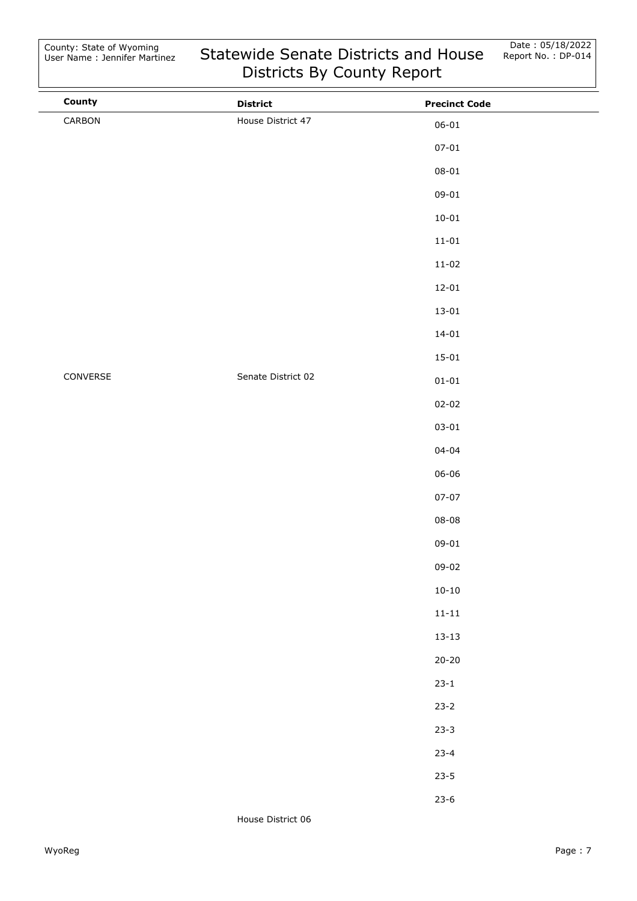| County | District | Precinct Code |
|---|---|---|
| CARBON | House District 47 | 06-01 |
| | | 07-01 |
| | | 08-01 |
| | | 09-01 |
| | | 10-01 |
| | | 11-01 |
| | | 11-02 |
| | | 12-01 |
| | | 13-01 |
| | | 14-01 |
| | | 15-01 |
| CONVERSE | Senate District 02 | 01-01 |
| | | 02-02 |
| | | 03-01 |
| | | 04-04 |
| | | 06-06 |
| | | 07-07 |
| | | 08-08 |
| | | 09-01 |
| | | 09-02 |
| | | 10-10 |
| | | 11-11 |
| | | 13-13 |
| | | 20-20 |
| | | 23-1 |
| | | 23-2 |
| | | 23-3 |
| | | 23-4 |
| | | 23-5 |
| | | 23-6 |
| | House District 06 | |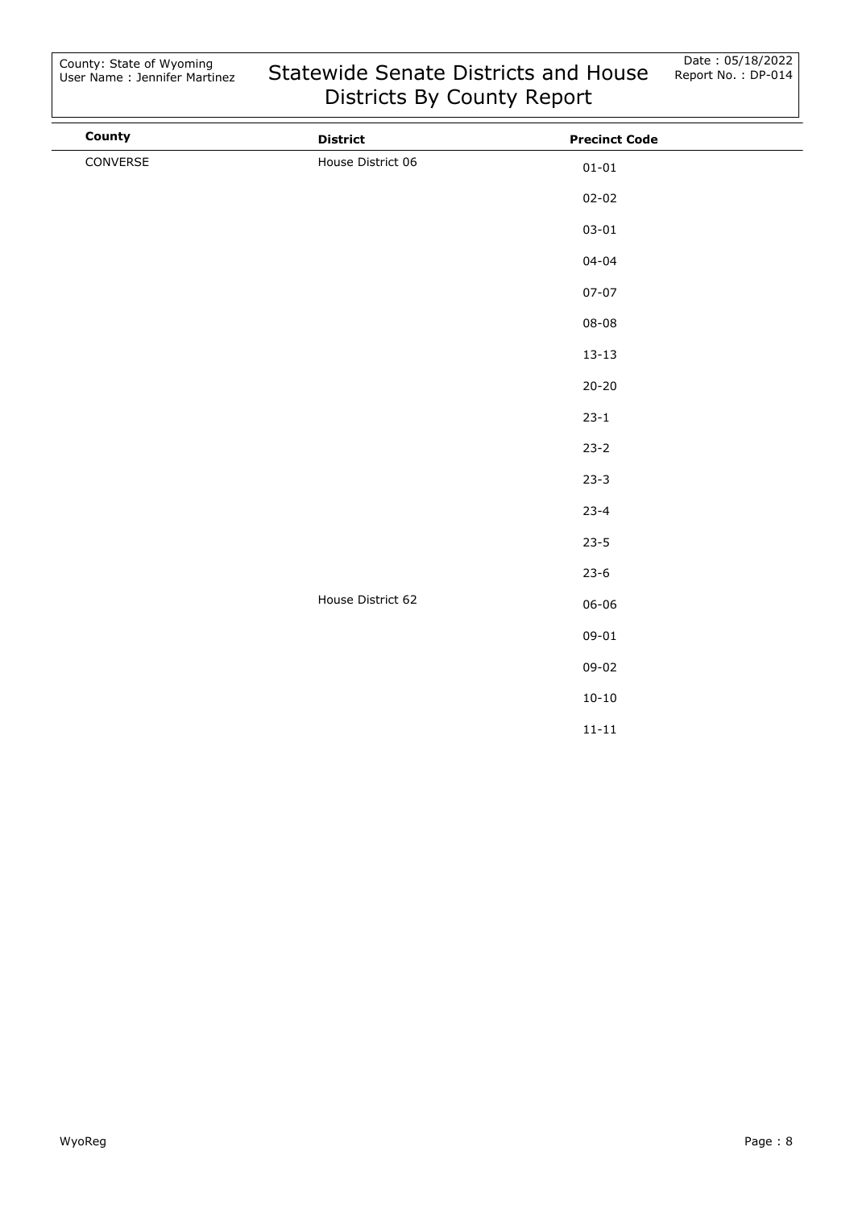# Statewide Senate Districts and House Districts By County Report

County: State of Wyoming
User Name : Jennifer Martinez

Date : 05/18/2022
Report No. : DP-014

| County | District | Precinct Code |
|---|---|---|
| CONVERSE | House District 06 | 01-01 |
| | | 02-02 |
| | | 03-01 |
| | | 04-04 |
| | | 07-07 |
| | | 08-08 |
| | | 13-13 |
| | | 20-20 |
| | | 23-1 |
| | | 23-2 |
| | | 23-3 |
| | | 23-4 |
| | | 23-5 |
| | | 23-6 |
| | House District 62 | 06-06 |
| | | 09-01 |
| | | 09-02 |
| | | 10-10 |
| | | 11-11 |

WyoReg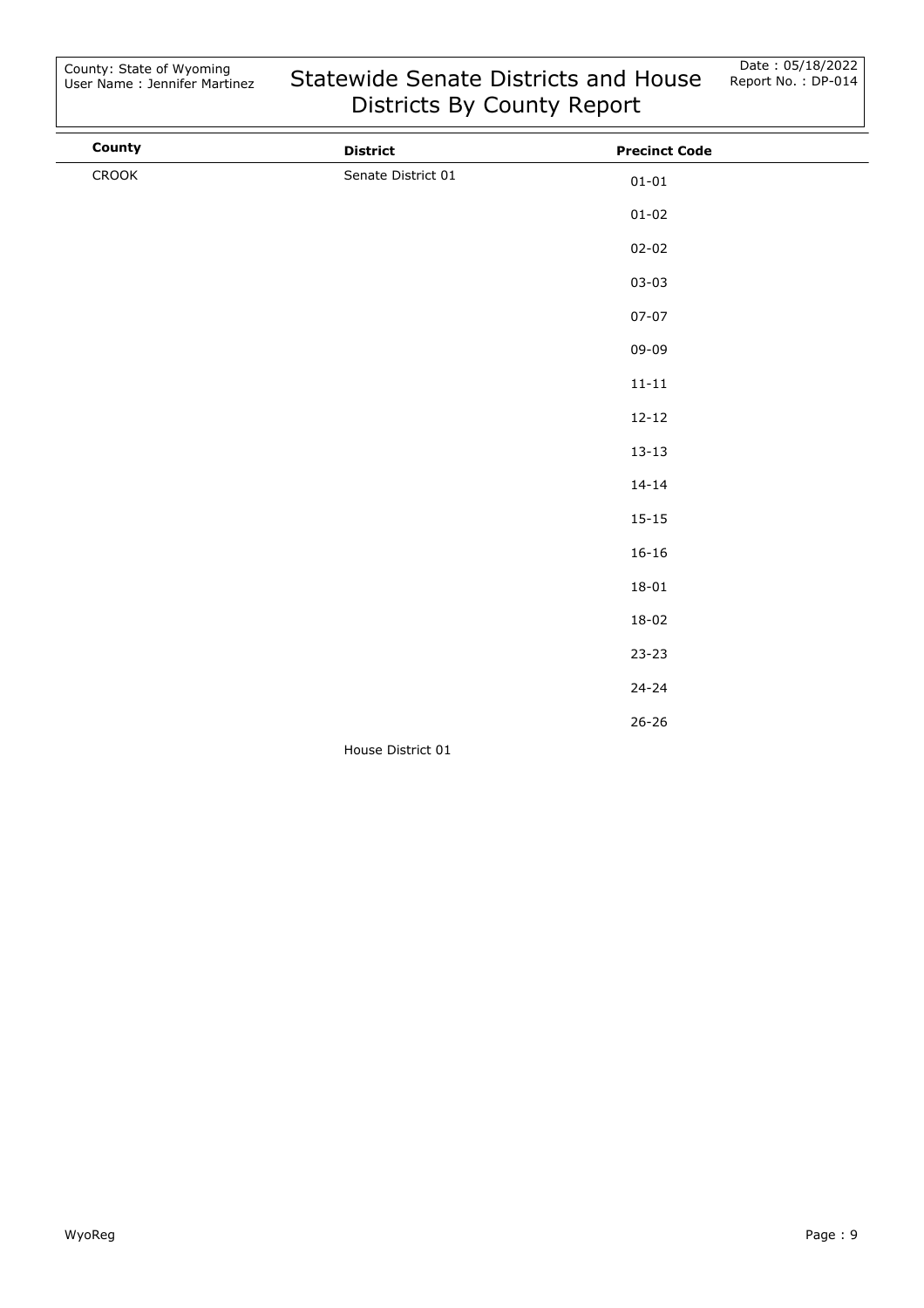County: State of Wyoming
User Name : Jennifer Martinez

# Statewide Senate Districts and House Districts By County Report

Date : 05/18/2022
Report No. : DP-014

| County | District | Precinct Code |
|---|---|---|
| CROOK | Senate District 01 | 01-01 |
| | | 01-02 |
| | | 02-02 |
| | | 03-03 |
| | | 07-07 |
| | | 09-09 |
| | | 11-11 |
| | | 12-12 |
| | | 13-13 |
| | | 14-14 |
| | | 15-15 |
| | | 16-16 |
| | | 18-01 |
| | | 18-02 |
| | | 23-23 |
| | | 24-24 |
| | | 26-26 |
| | House District 01 | |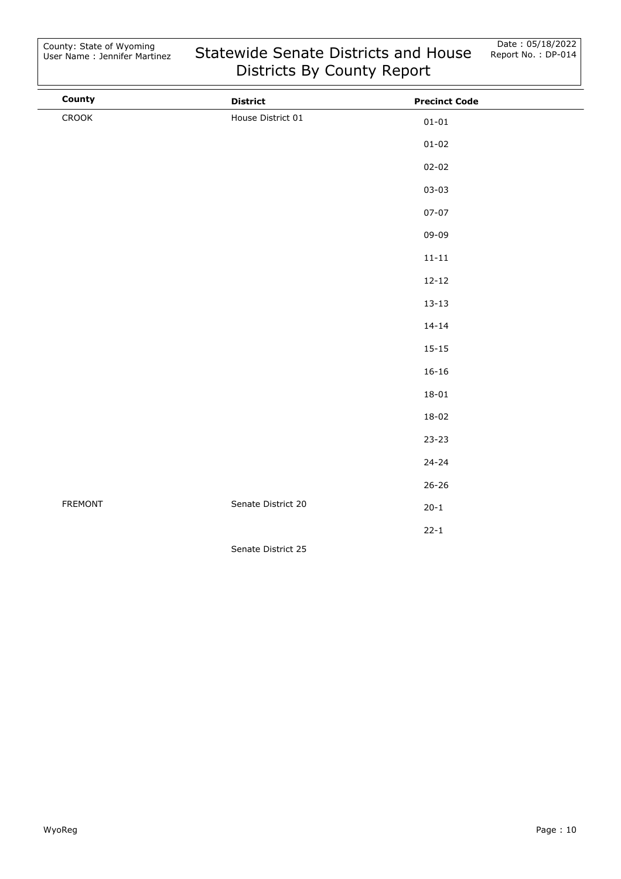# Statewide Senate Districts and House Districts By County Report

County: State of Wyoming
User Name : Jennifer Martinez

Date : 05/18/2022
Report No. : DP-014

| County | District | Precinct Code |
|---|---|---|
| CROOK | House District 01 | 01-01 |
| | | 01-02 |
| | | 02-02 |
| | | 03-03 |
| | | 07-07 |
| | | 09-09 |
| | | 11-11 |
| | | 12-12 |
| | | 13-13 |
| | | 14-14 |
| | | 15-15 |
| | | 16-16 |
| | | 18-01 |
| | | 18-02 |
| | | 23-23 |
| | | 24-24 |
| | | 26-26 |
| FREMONT | Senate District 20 | 20-1 |
| | | 22-1 |
| | Senate District 25 | |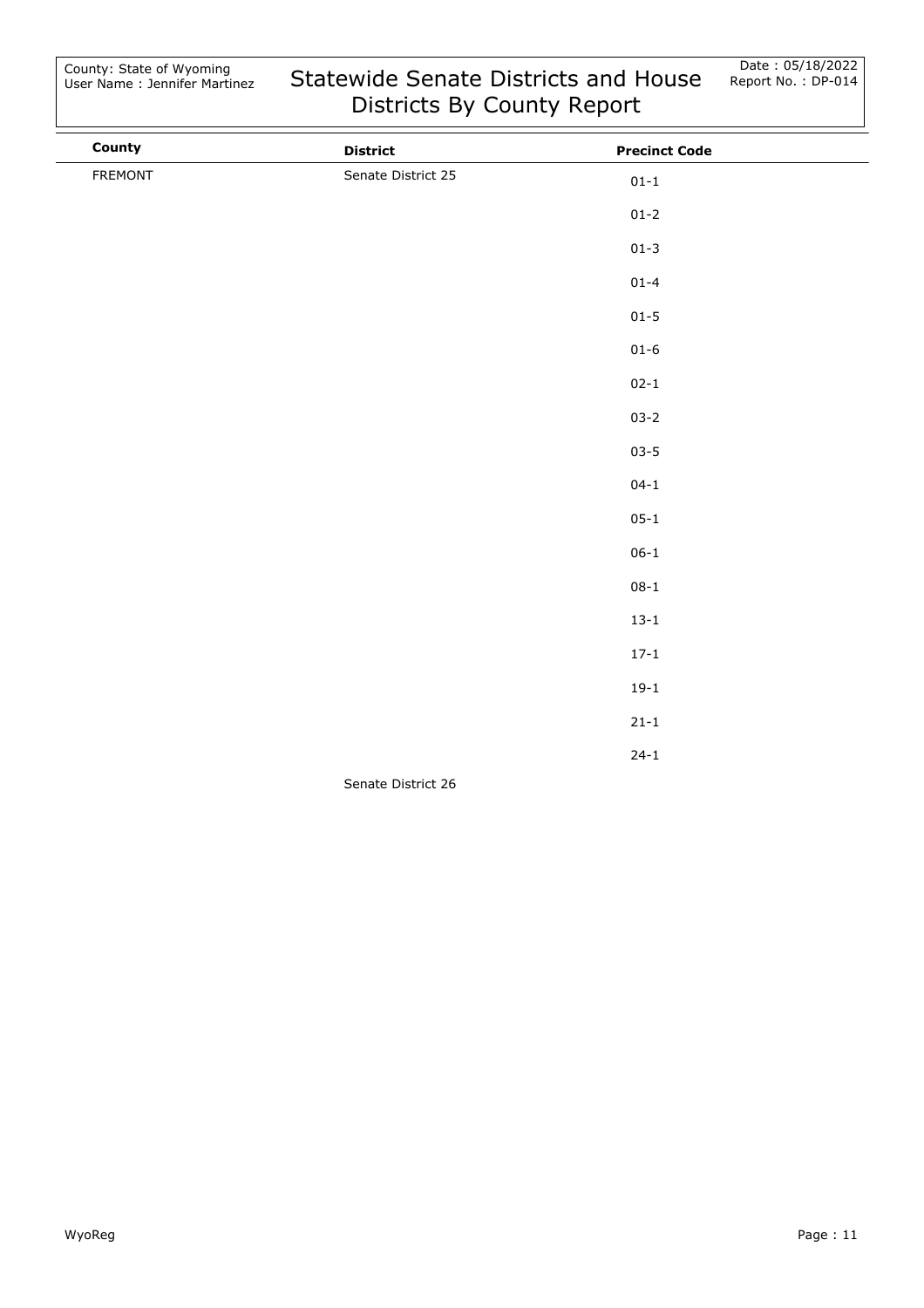| County | District | Precinct Code |
| --- | --- | --- |
| FREMONT | Senate District 25 | 01-1 |
| | | 01-2 |
| | | 01-3 |
| | | 01-4 |
| | | 01-5 |
| | | 01-6 |
| | | 02-1 |
| | | 03-2 |
| | | 03-5 |
| | | 04-1 |
| | | 05-1 |
| | | 06-1 |
| | | 08-1 |
| | | 13-1 |
| | | 17-1 |
| | | 19-1 |
| | | 21-1 |
| | | 24-1 |
| | Senate District 26 | |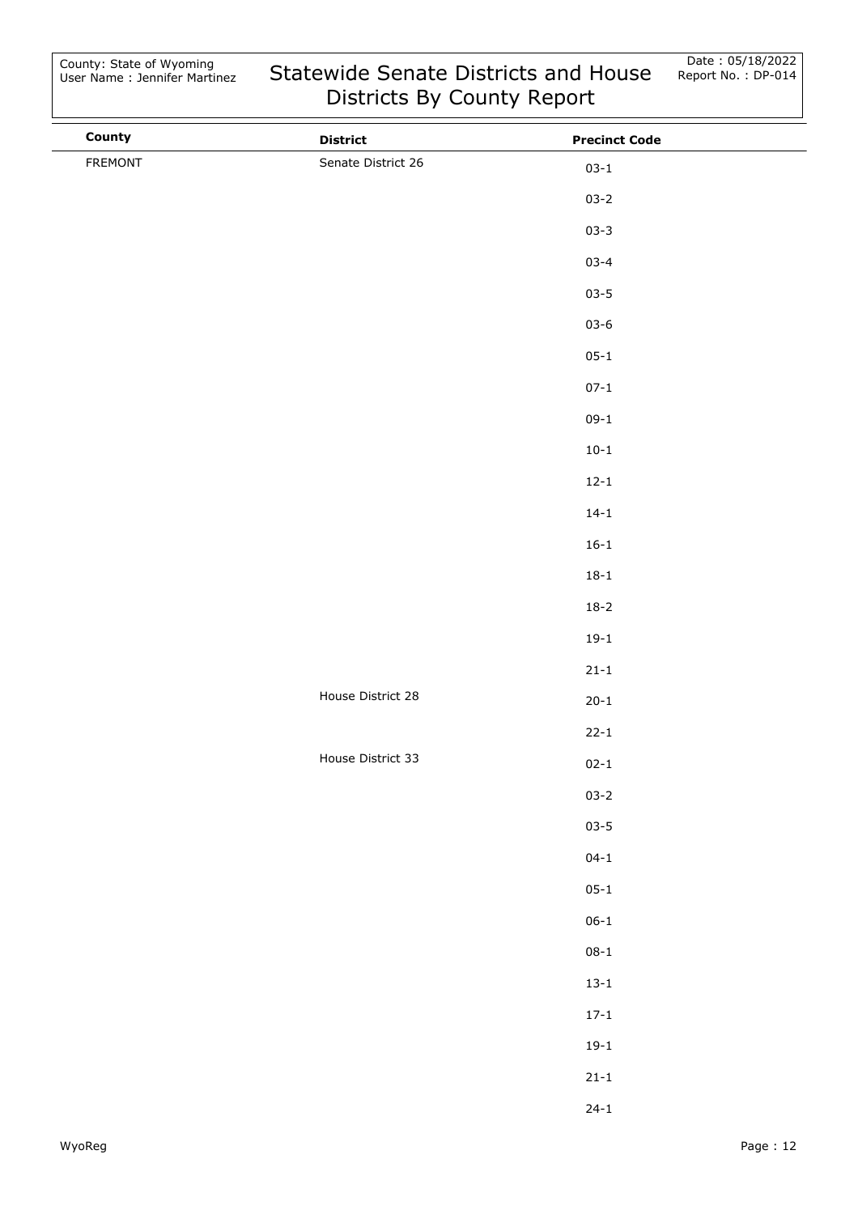| County | District | Precinct Code |
|---|---|---|
| FREMONT | Senate District 26 | 03-1 |
| | | 03-2 |
| | | 03-3 |
| | | 03-4 |
| | | 03-5 |
| | | 03-6 |
| | | 05-1 |
| | | 07-1 |
| | | 09-1 |
| | | 10-1 |
| | | 12-1 |
| | | 14-1 |
| | | 16-1 |
| | | 18-1 |
| | | 18-2 |
| | | 19-1 |
| | | 21-1 |
| | House District 28 | 20-1 |
| | | 22-1 |
| | House District 33 | 02-1 |
| | | 03-2 |
| | | 03-5 |
| | | 04-1 |
| | | 05-1 |
| | | 06-1 |
| | | 08-1 |
| | | 13-1 |
| | | 17-1 |
| | | 19-1 |
| | | 21-1 |
| | | 24-1 |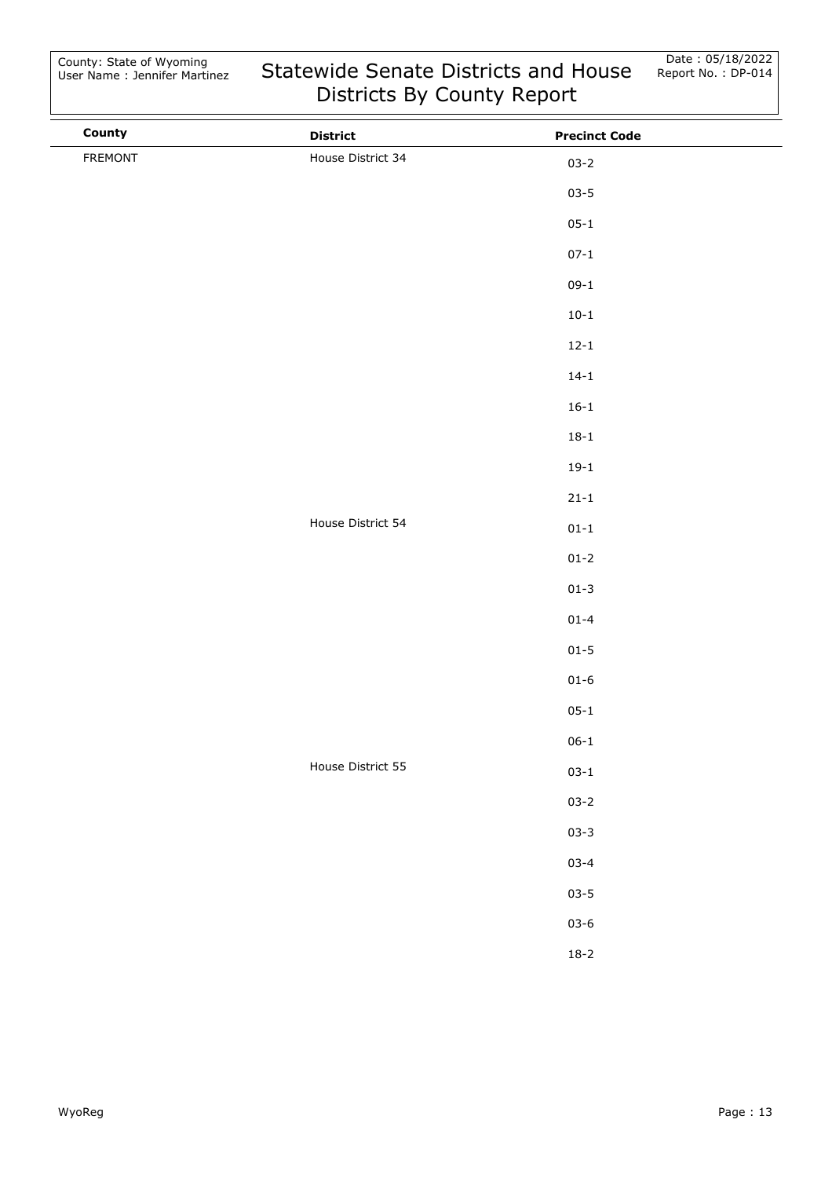| County | District | Precinct Code |
| --- | --- | --- |
| FREMONT | House District 34 | 03-2 |
| | | 03-5 |
| | | 05-1 |
| | | 07-1 |
| | | 09-1 |
| | | 10-1 |
| | | 12-1 |
| | | 14-1 |
| | | 16-1 |
| | | 18-1 |
| | | 19-1 |
| | | 21-1 |
| | House District 54 | 01-1 |
| | | 01-2 |
| | | 01-3 |
| | | 01-4 |
| | | 01-5 |
| | | 01-6 |
| | | 05-1 |
| | | 06-1 |
| | House District 55 | 03-1 |
| | | 03-2 |
| | | 03-3 |
| | | 03-4 |
| | | 03-5 |
| | | 03-6 |
| | | 18-2 |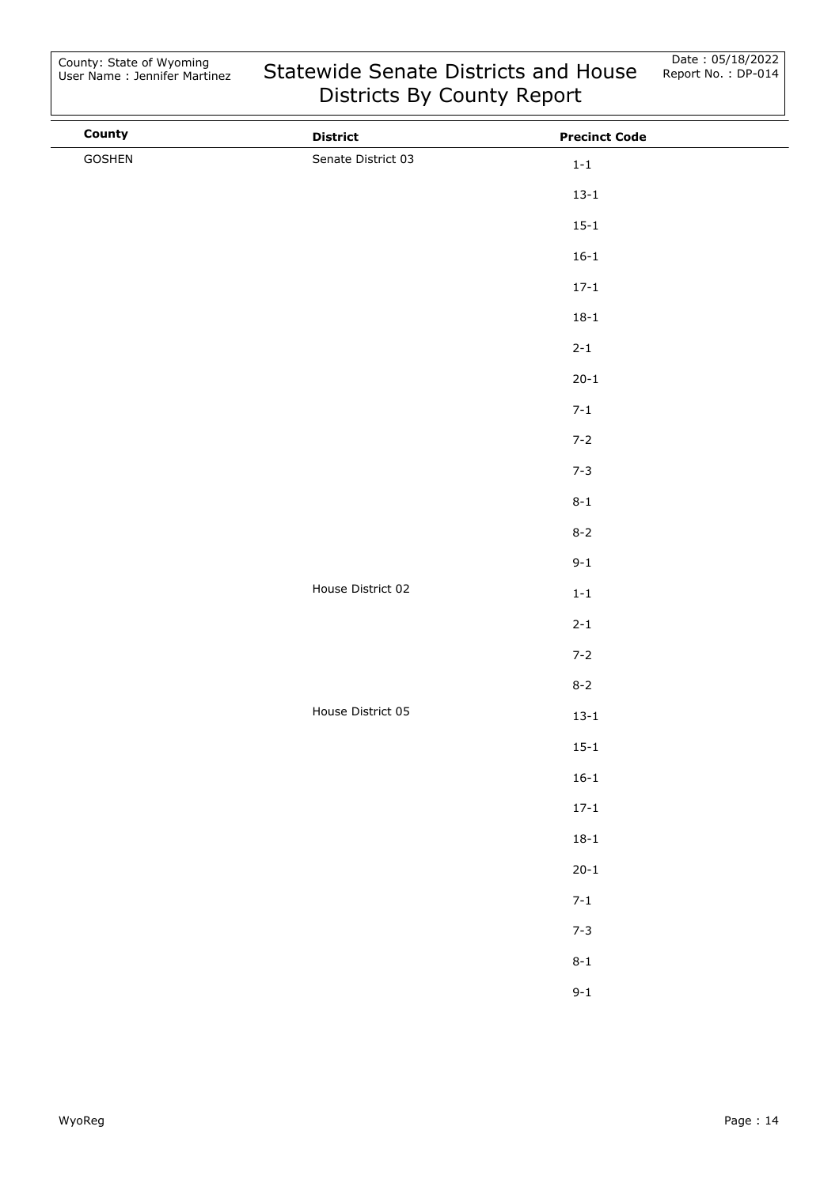County: State of Wyoming
User Name : Jennifer Martinez

# Statewide Senate Districts and House Districts By County Report

Date : 05/18/2022
Report No. : DP-014

| County | District | Precinct Code |
| --- | --- | --- |
| GOSHEN | Senate District 03 | 1-1 |
| | | 13-1 |
| | | 15-1 |
| | | 16-1 |
| | | 17-1 |
| | | 18-1 |
| | | 2-1 |
| | | 20-1 |
| | | 7-1 |
| | | 7-2 |
| | | 7-3 |
| | | 8-1 |
| | | 8-2 |
| | | 9-1 |
| | House District 02 | 1-1 |
| | | 2-1 |
| | | 7-2 |
| | | 8-2 |
| | House District 05 | 13-1 |
| | | 15-1 |
| | | 16-1 |
| | | 17-1 |
| | | 18-1 |
| | | 20-1 |
| | | 7-1 |
| | | 7-3 |
| | | 8-1 |
| | | 9-1 |

WyoReg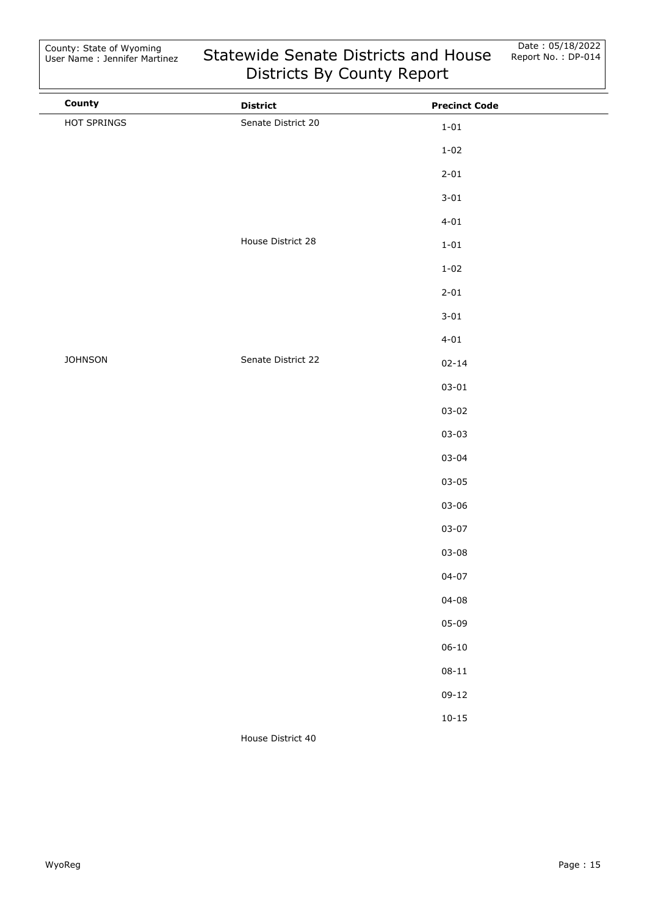| County | District | Precinct Code |
|---|---|---|
| HOT SPRINGS | Senate District 20 | 1-01 |
| | | 1-02 |
| | | 2-01 |
| | | 3-01 |
| | | 4-01 |
| | House District 28 | 1-01 |
| | | 1-02 |
| | | 2-01 |
| | | 3-01 |
| | | 4-01 |
| JOHNSON | Senate District 22 | 02-14 |
| | | 03-01 |
| | | 03-02 |
| | | 03-03 |
| | | 03-04 |
| | | 03-05 |
| | | 03-06 |
| | | 03-07 |
| | | 03-08 |
| | | 04-07 |
| | | 04-08 |
| | | 05-09 |
| | | 06-10 |
| | | 08-11 |
| | | 09-12 |
| | | 10-15 |
| | House District 40 | |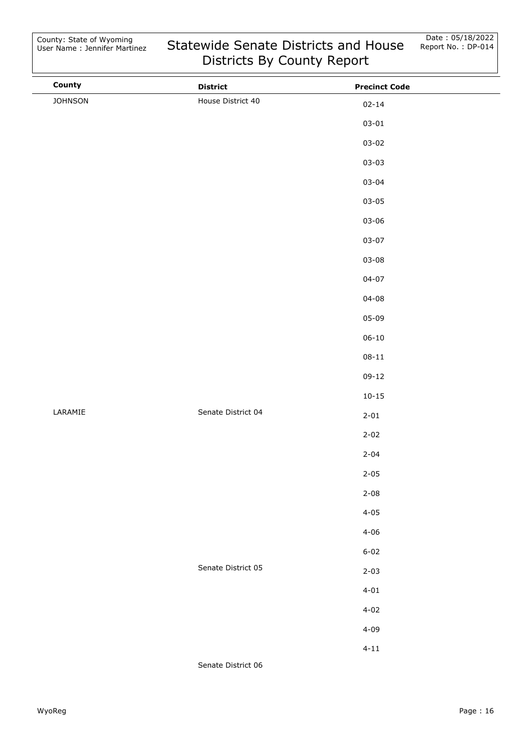| County | District | Precinct Code |
|---|---|---|
| JOHNSON | House District 40 | 02-14 |
| | | 03-01 |
| | | 03-02 |
| | | 03-03 |
| | | 03-04 |
| | | 03-05 |
| | | 03-06 |
| | | 03-07 |
| | | 03-08 |
| | | 04-07 |
| | | 04-08 |
| | | 05-09 |
| | | 06-10 |
| | | 08-11 |
| | | 09-12 |
| | | 10-15 |
| LARAMIE | Senate District 04 | 2-01 |
| | | 2-02 |
| | | 2-04 |
| | | 2-05 |
| | | 2-08 |
| | | 4-05 |
| | | 4-06 |
| | | 6-02 |
| | Senate District 05 | 2-03 |
| | | 4-01 |
| | | 4-02 |
| | | 4-09 |
| | | 4-11 |
| | Senate District 06 | |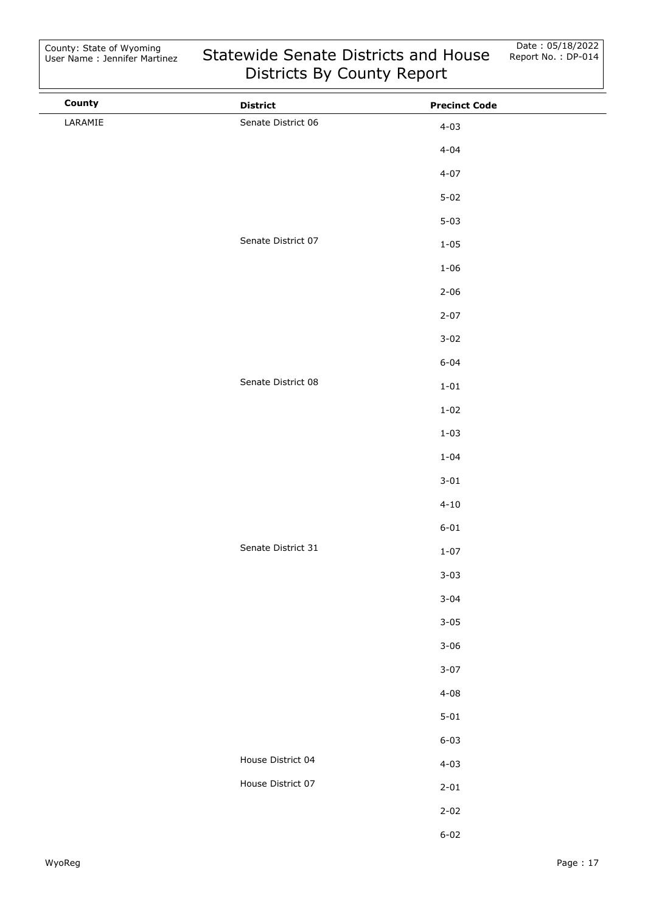| County | District | Precinct Code |
| --- | --- | --- |
| LARAMIE | Senate District 06 | 4-03 |
| | | 4-04 |
| | | 4-07 |
| | | 5-02 |
| | | 5-03 |
| | Senate District 07 | 1-05 |
| | | 1-06 |
| | | 2-06 |
| | | 2-07 |
| | | 3-02 |
| | | 6-04 |
| | Senate District 08 | 1-01 |
| | | 1-02 |
| | | 1-03 |
| | | 1-04 |
| | | 3-01 |
| | | 4-10 |
| | | 6-01 |
| | Senate District 31 | 1-07 |
| | | 3-03 |
| | | 3-04 |
| | | 3-05 |
| | | 3-06 |
| | | 3-07 |
| | | 4-08 |
| | | 5-01 |
| | | 6-03 |
| | House District 04 | 4-03 |
| | House District 07 | 2-01 |
| | | 2-02 |
| | | 6-02 |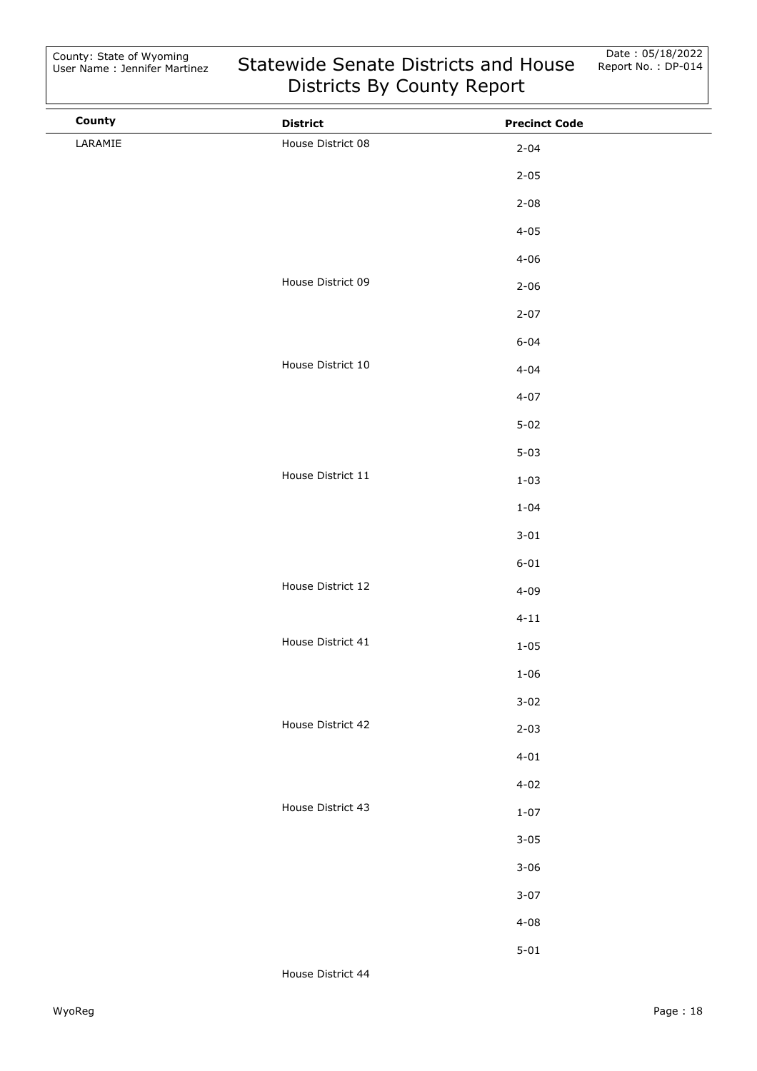| County | District | Precinct Code |
|---|---|---|
| LARAMIE | House District 08 | 2-04 |
| | | 2-05 |
| | | 2-08 |
| | | 4-05 |
| | | 4-06 |
| | House District 09 | 2-06 |
| | | 2-07 |
| | | 6-04 |
| | House District 10 | 4-04 |
| | | 4-07 |
| | | 5-02 |
| | | 5-03 |
| | House District 11 | 1-03 |
| | | 1-04 |
| | | 3-01 |
| | | 6-01 |
| | House District 12 | 4-09 |
| | | 4-11 |
| | House District 41 | 1-05 |
| | | 1-06 |
| | | 3-02 |
| | House District 42 | 2-03 |
| | | 4-01 |
| | | 4-02 |
| | House District 43 | 1-07 |
| | | 3-05 |
| | | 3-06 |
| | | 3-07 |
| | | 4-08 |
| | | 5-01 |
| | House District 44 | |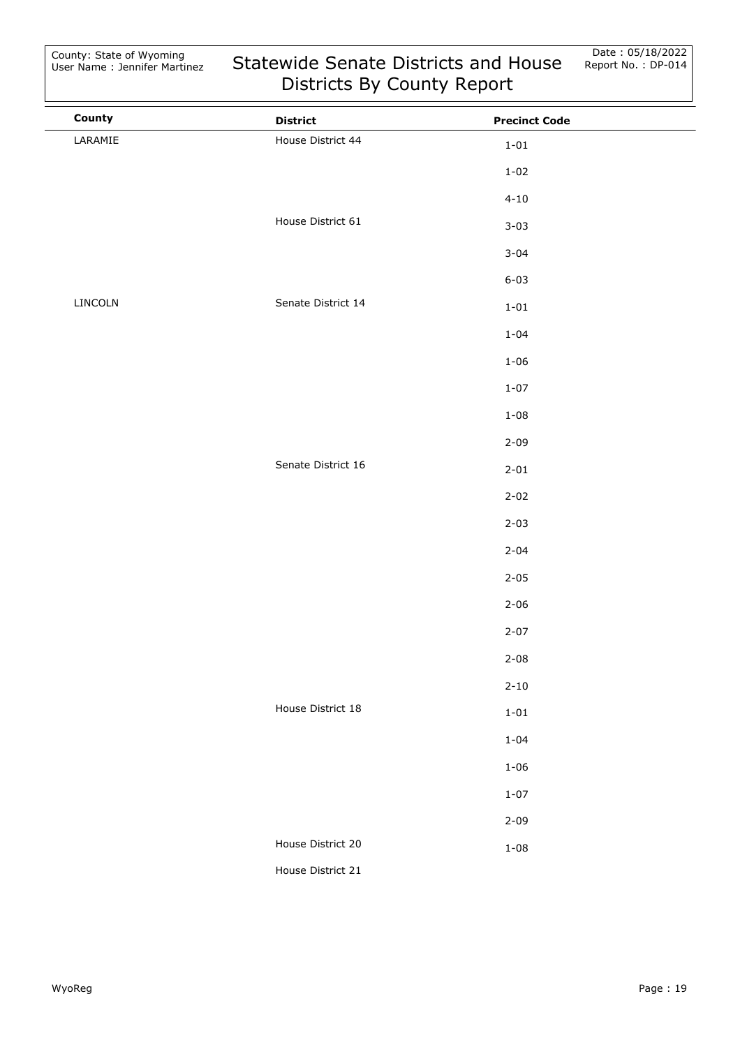# Statewide Senate Districts and House Districts By County Report

County: State of Wyoming
User Name : Jennifer Martinez

Date : 05/18/2022
Report No. : DP-014

| County | District | Precinct Code |
|---|---|---|
| LARAMIE | House District 44 | 1-01 |
| | | 1-02 |
| | | 4-10 |
| | House District 61 | 3-03 |
| | | 3-04 |
| | | 6-03 |
| LINCOLN | Senate District 14 | 1-01 |
| | | 1-04 |
| | | 1-06 |
| | | 1-07 |
| | | 1-08 |
| | | 2-09 |
| | Senate District 16 | 2-01 |
| | | 2-02 |
| | | 2-03 |
| | | 2-04 |
| | | 2-05 |
| | | 2-06 |
| | | 2-07 |
| | | 2-08 |
| | | 2-10 |
| | House District 18 | 1-01 |
| | | 1-04 |
| | | 1-06 |
| | | 1-07 |
| | | 2-09 |
| | House District 20 | 1-08 |
| | House District 21 | |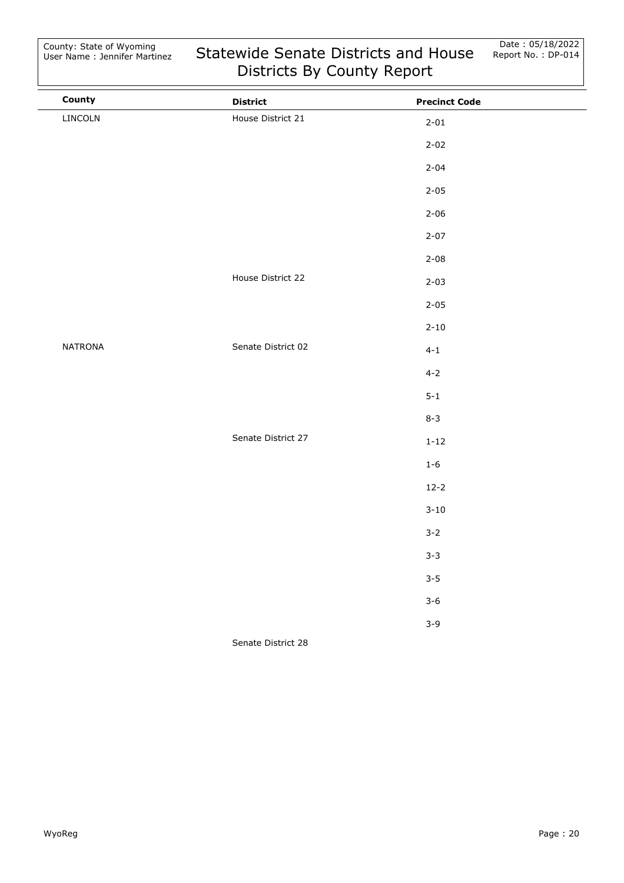| County | District | Precinct Code |
|---|---|---|
| LINCOLN | House District 21 | 2-01 |
| | | 2-02 |
| | | 2-04 |
| | | 2-05 |
| | | 2-06 |
| | | 2-07 |
| | | 2-08 |
| | House District 22 | 2-03 |
| | | 2-05 |
| | | 2-10 |
| NATRONA | Senate District 02 | 4-1 |
| | | 4-2 |
| | | 5-1 |
| | | 8-3 |
| | Senate District 27 | 1-12 |
| | | 1-6 |
| | | 12-2 |
| | | 3-10 |
| | | 3-2 |
| | | 3-3 |
| | | 3-5 |
| | | 3-6 |
| | | 3-9 |
| | Senate District 28 | |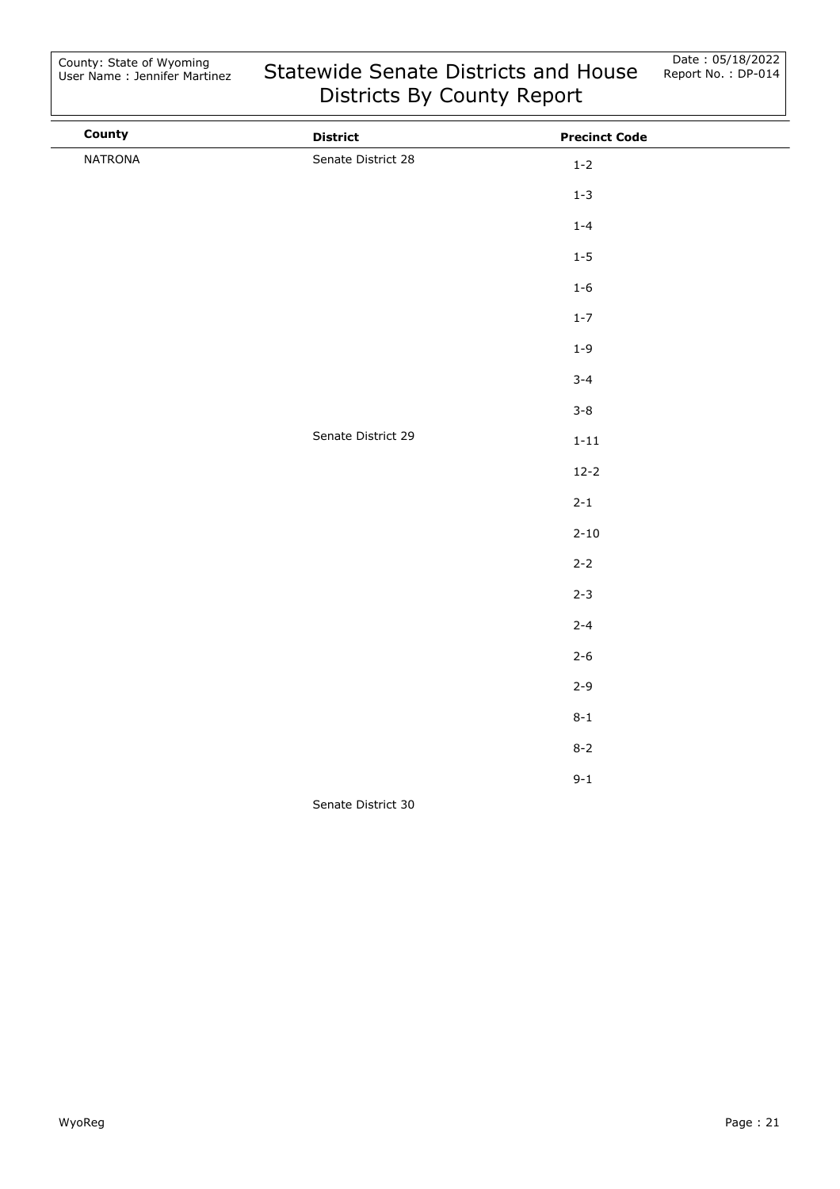County: State of Wyoming
User Name : Jennifer Martinez

# Statewide Senate Districts and House Districts By County Report

Date : 05/18/2022
Report No. : DP-014

| County | District | Precinct Code |
| --- | --- | --- |
| NATRONA | Senate District 28 | 1-2 |
| | | 1-3 |
| | | 1-4 |
| | | 1-5 |
| | | 1-6 |
| | | 1-7 |
| | | 1-9 |
| | | 3-4 |
| | | 3-8 |
| | Senate District 29 | 1-11 |
| | | 12-2 |
| | | 2-1 |
| | | 2-10 |
| | | 2-2 |
| | | 2-3 |
| | | 2-4 |
| | | 2-6 |
| | | 2-9 |
| | | 8-1 |
| | | 8-2 |
| | | 9-1 |
| | Senate District 30 | |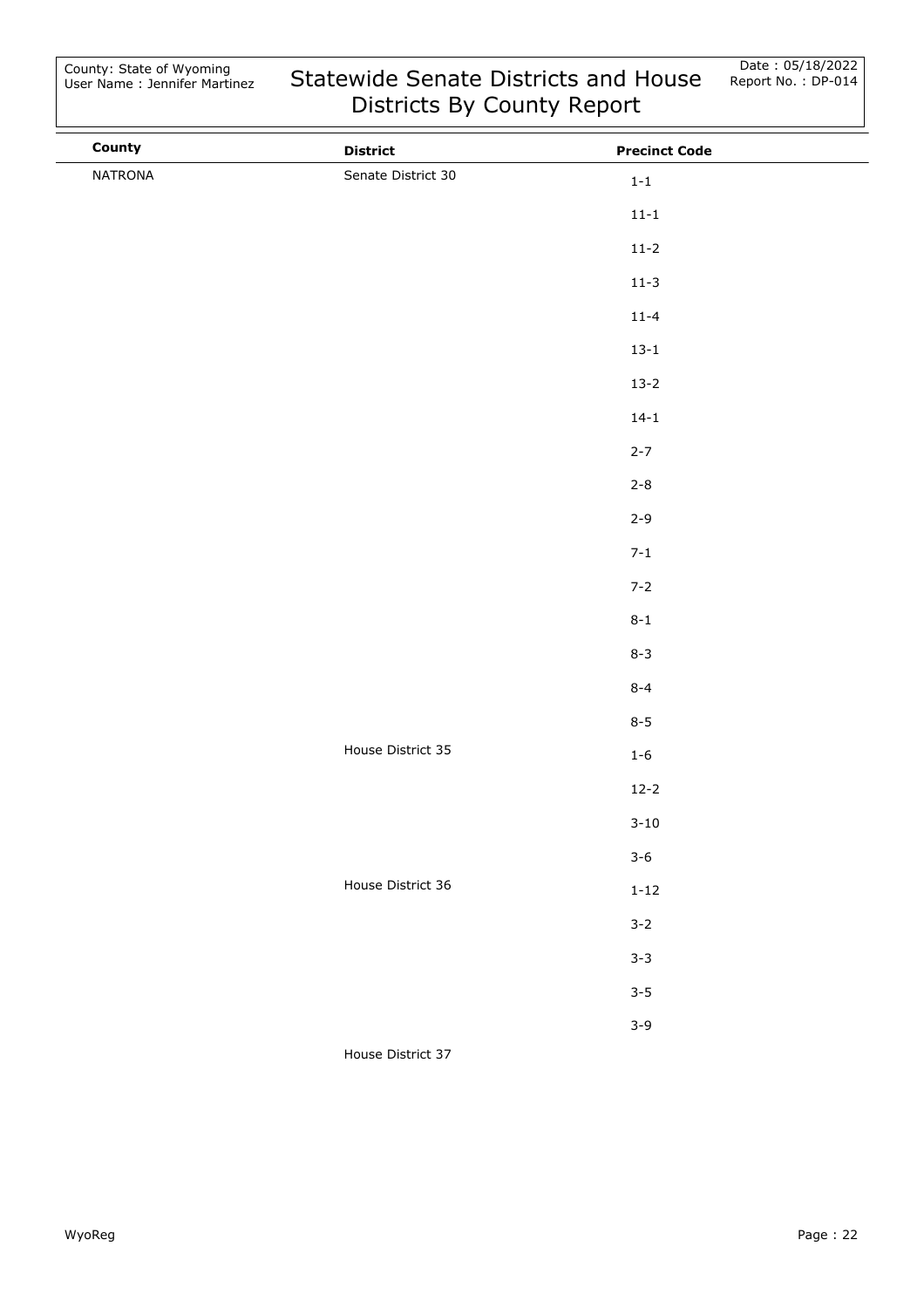| County | District | Precinct Code |
|---|---|---|
| NATRONA | Senate District 30 | 1-1 |
| | | 11-1 |
| | | 11-2 |
| | | 11-3 |
| | | 11-4 |
| | | 13-1 |
| | | 13-2 |
| | | 14-1 |
| | | 2-7 |
| | | 2-8 |
| | | 2-9 |
| | | 7-1 |
| | | 7-2 |
| | | 8-1 |
| | | 8-3 |
| | | 8-4 |
| | | 8-5 |
| | House District 35 | 1-6 |
| | | 12-2 |
| | | 3-10 |
| | | 3-6 |
| | House District 36 | 1-12 |
| | | 3-2 |
| | | 3-3 |
| | | 3-5 |
| | | 3-9 |
| | House District 37 | |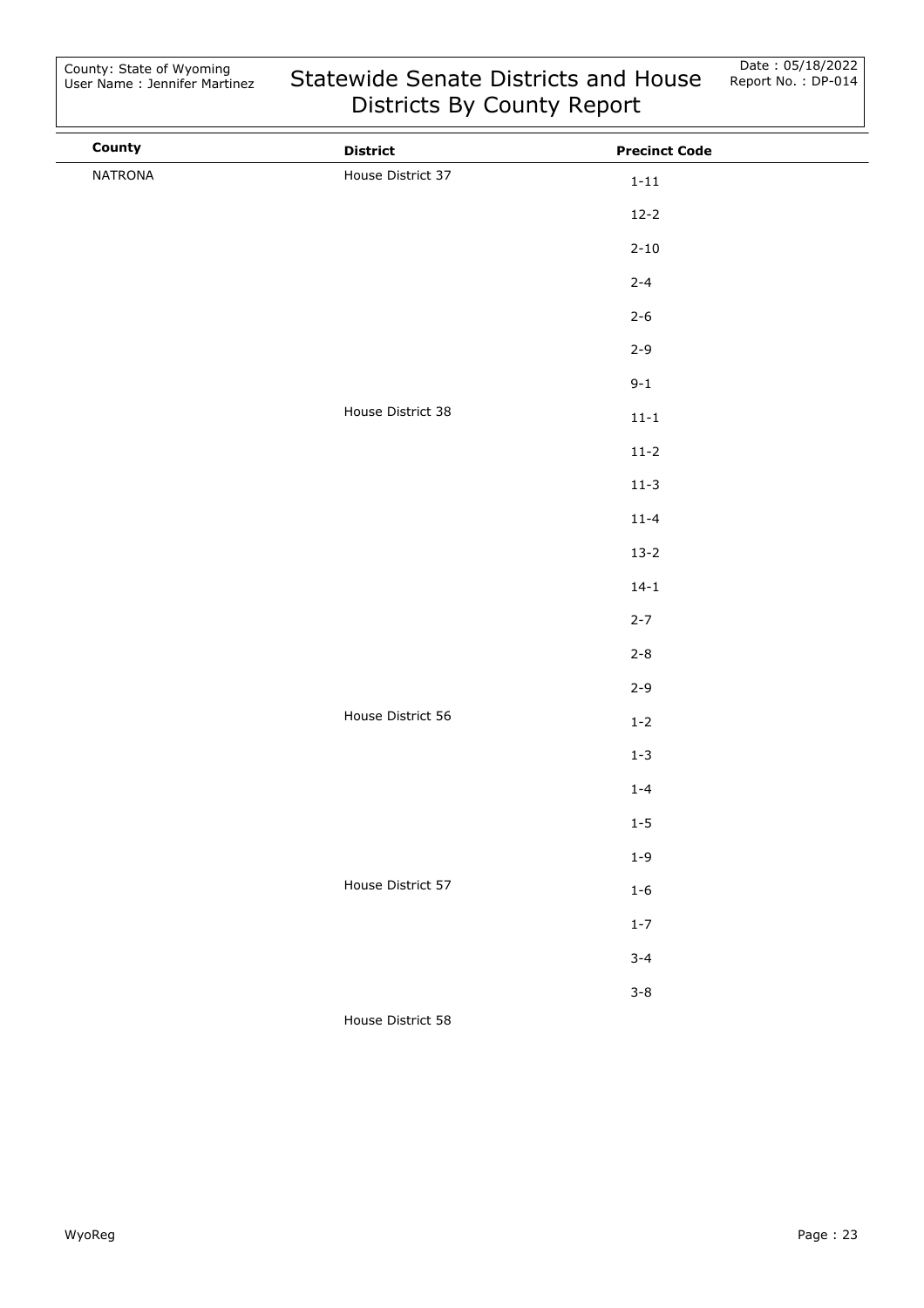County: State of Wyoming
User Name : Jennifer Martinez

# Statewide Senate Districts and House Districts By County Report

Date : 05/18/2022
Report No. : DP-014

| County | District | Precinct Code |
|---|---|---|
| NATRONA | House District 37 | 1-11 |
| | | 12-2 |
| | | 2-10 |
| | | 2-4 |
| | | 2-6 |
| | | 2-9 |
| | | 9-1 |
| | House District 38 | 11-1 |
| | | 11-2 |
| | | 11-3 |
| | | 11-4 |
| | | 13-2 |
| | | 14-1 |
| | | 2-7 |
| | | 2-8 |
| | | 2-9 |
| | House District 56 | 1-2 |
| | | 1-3 |
| | | 1-4 |
| | | 1-5 |
| | | 1-9 |
| | House District 57 | 1-6 |
| | | 1-7 |
| | | 3-4 |
| | | 3-8 |
| | House District 58 | |

WyoReg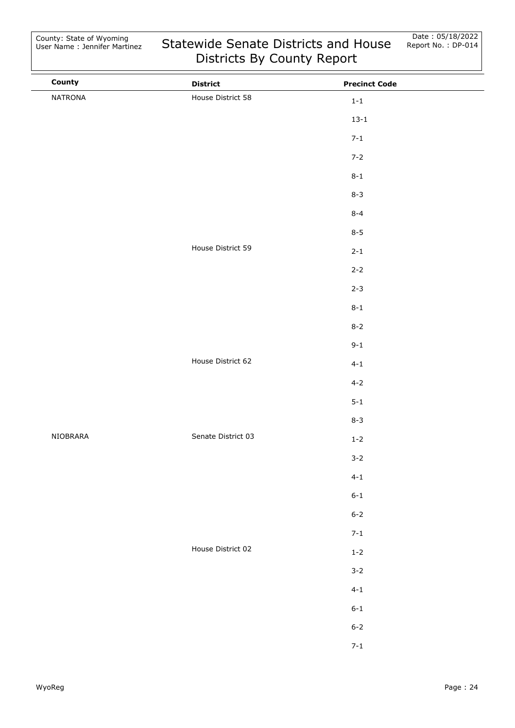| County | District | Precinct Code |
|---|---|---|
| NATRONA | House District 58 | 1-1 |
| | | 13-1 |
| | | 7-1 |
| | | 7-2 |
| | | 8-1 |
| | | 8-3 |
| | | 8-4 |
| | | 8-5 |
| | House District 59 | 2-1 |
| | | 2-2 |
| | | 2-3 |
| | | 8-1 |
| | | 8-2 |
| | | 9-1 |
| | House District 62 | 4-1 |
| | | 4-2 |
| | | 5-1 |
| | | 8-3 |
| NIOBRARA | Senate District 03 | 1-2 |
| | | 3-2 |
| | | 4-1 |
| | | 6-1 |
| | | 6-2 |
| | | 7-1 |
| | House District 02 | 1-2 |
| | | 3-2 |
| | | 4-1 |
| | | 6-1 |
| | | 6-2 |
| | | 7-1 |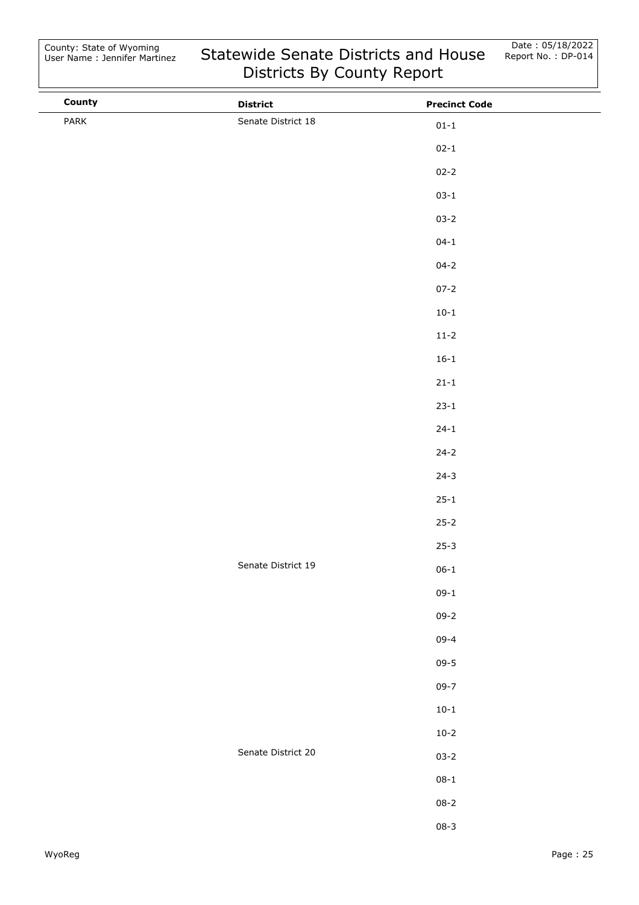| County | District | Precinct Code |
|---|---|---|
| PARK | Senate District 18 | 01-1 |
| | | 02-1 |
| | | 02-2 |
| | | 03-1 |
| | | 03-2 |
| | | 04-1 |
| | | 04-2 |
| | | 07-2 |
| | | 10-1 |
| | | 11-2 |
| | | 16-1 |
| | | 21-1 |
| | | 23-1 |
| | | 24-1 |
| | | 24-2 |
| | | 24-3 |
| | | 25-1 |
| | | 25-2 |
| | | 25-3 |
| | Senate District 19 | 06-1 |
| | | 09-1 |
| | | 09-2 |
| | | 09-4 |
| | | 09-5 |
| | | 09-7 |
| | | 10-1 |
| | | 10-2 |
| | Senate District 20 | 03-2 |
| | | 08-1 |
| | | 08-2 |
| | | 08-3 |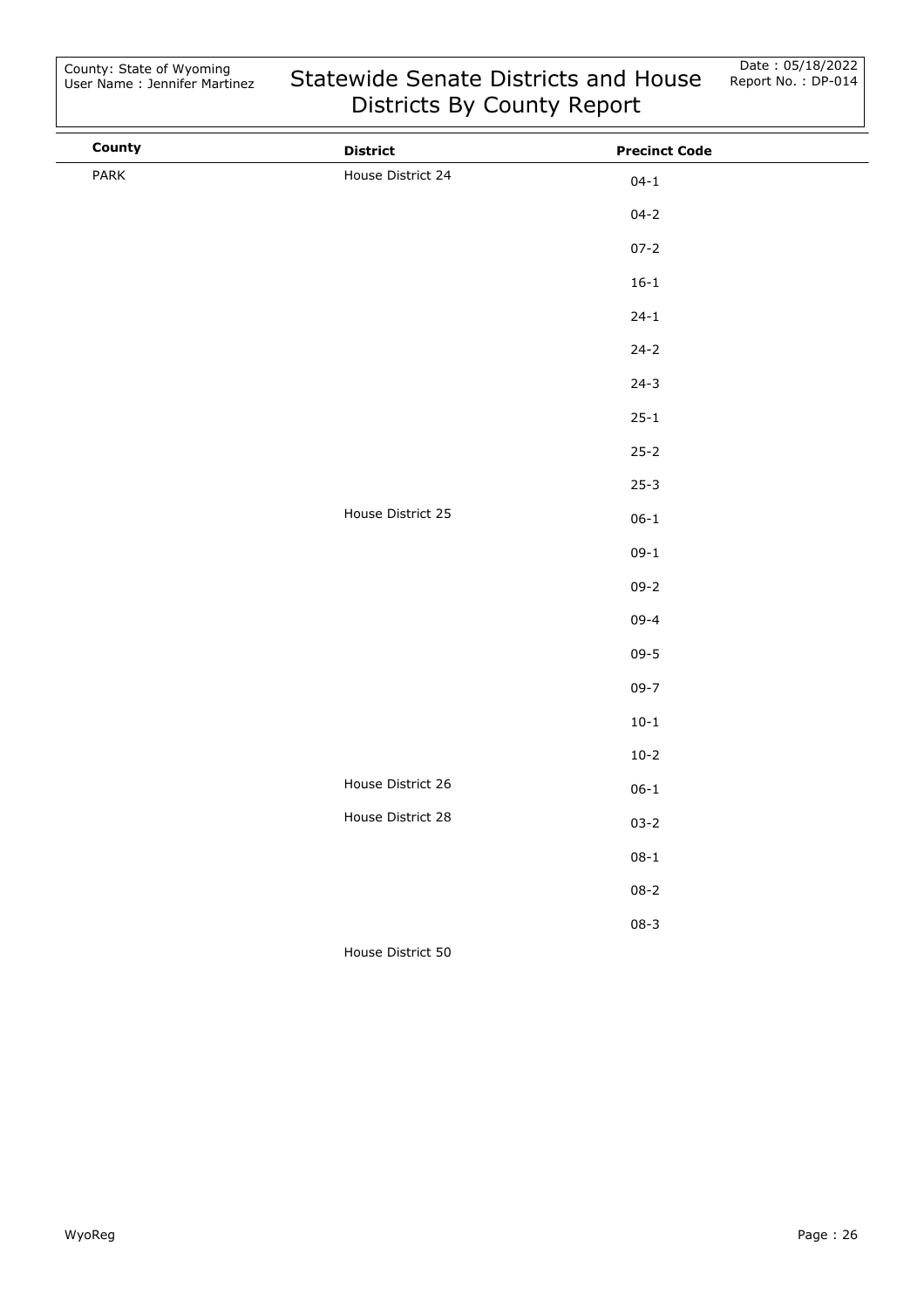County: State of Wyoming
User Name : Jennifer Martinez

# Statewide Senate Districts and House Districts By County Report

Date : 05/18/2022
Report No. : DP-014

| County | District | Precinct Code |
|---|---|---|
| PARK | House District 24 | 04-1 |
| | | 04-2 |
| | | 07-2 |
| | | 16-1 |
| | | 24-1 |
| | | 24-2 |
| | | 24-3 |
| | | 25-1 |
| | | 25-2 |
| | | 25-3 |
| | House District 25 | 06-1 |
| | | 09-1 |
| | | 09-2 |
| | | 09-4 |
| | | 09-5 |
| | | 09-7 |
| | | 10-1 |
| | | 10-2 |
| | House District 26 | 06-1 |
| | House District 28 | 03-2 |
| | | 08-1 |
| | | 08-2 |
| | | 08-3 |
| | House District 50 | |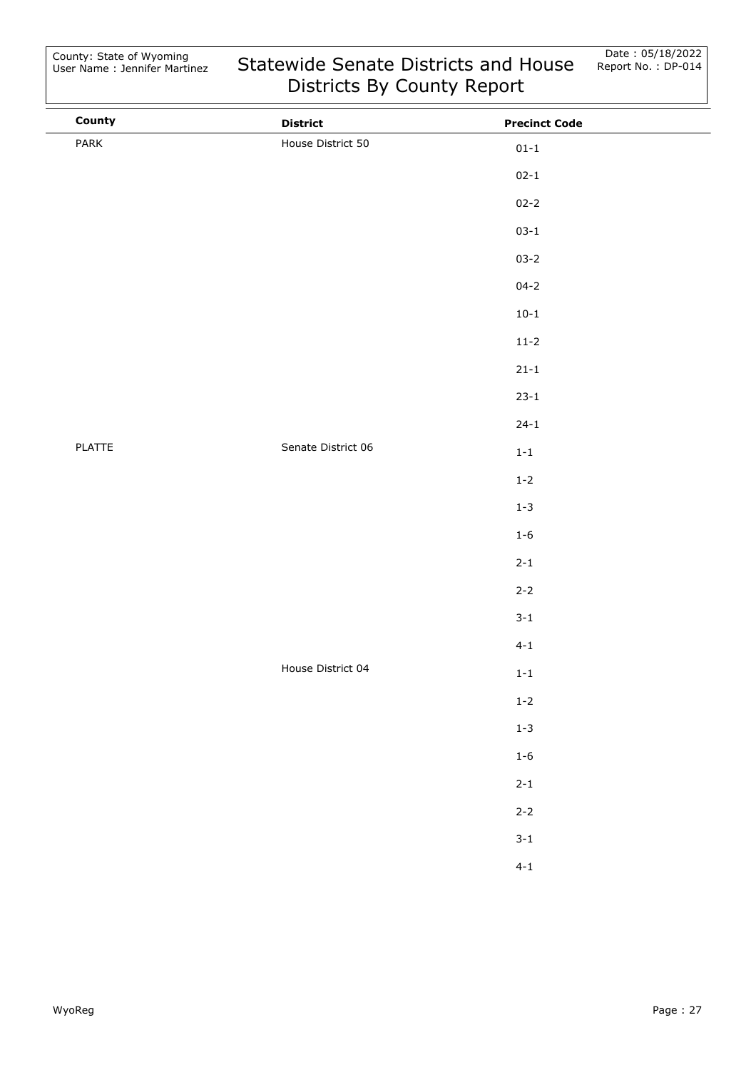| County | District | Precinct Code |
|---|---|---|
| PARK | House District 50 | 01-1 |
| | | 02-1 |
| | | 02-2 |
| | | 03-1 |
| | | 03-2 |
| | | 04-2 |
| | | 10-1 |
| | | 11-2 |
| | | 21-1 |
| | | 23-1 |
| | | 24-1 |
| PLATTE | Senate District 06 | 1-1 |
| | | 1-2 |
| | | 1-3 |
| | | 1-6 |
| | | 2-1 |
| | | 2-2 |
| | | 3-1 |
| | | 4-1 |
| | House District 04 | 1-1 |
| | | 1-2 |
| | | 1-3 |
| | | 1-6 |
| | | 2-1 |
| | | 2-2 |
| | | 3-1 |
| | | 4-1 |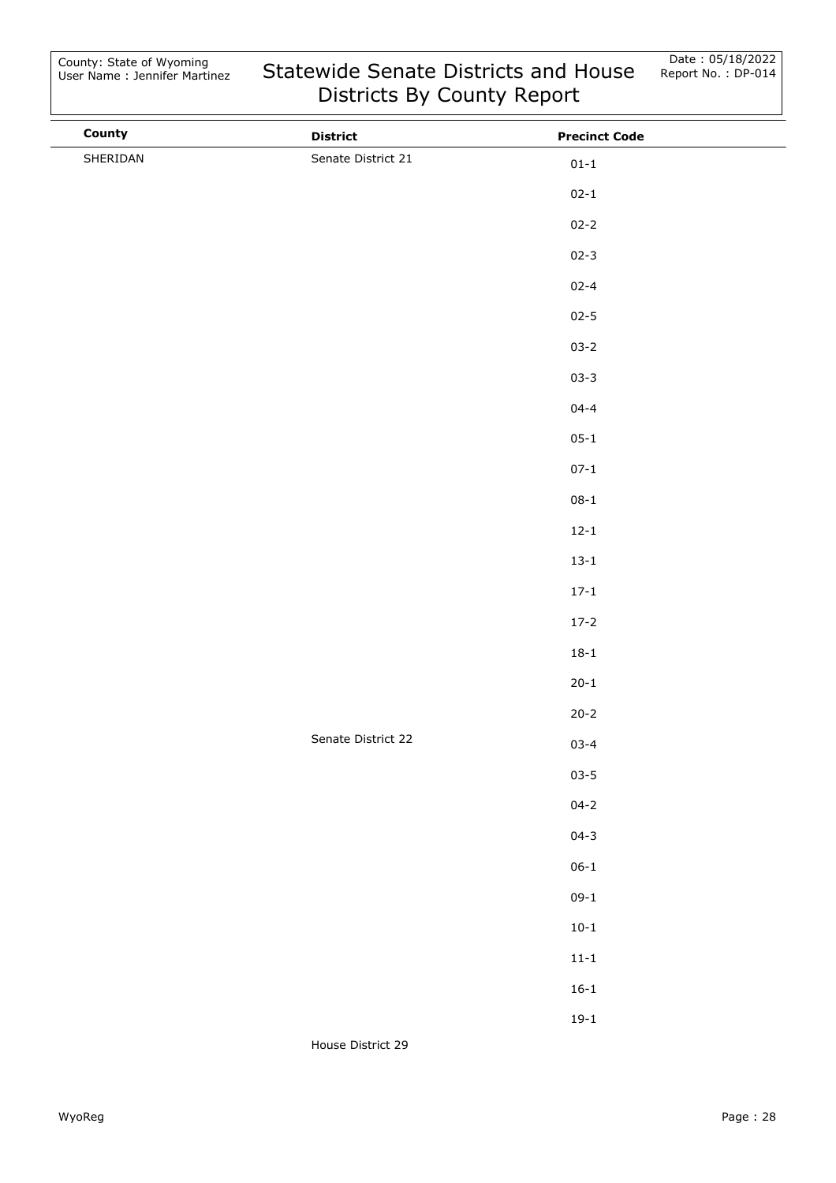County: State of Wyoming
User Name : Jennifer Martinez

# Statewide Senate Districts and House Districts By County Report

Date : 05/18/2022
Report No. : DP-014

| County | District | Precinct Code |
|---|---|---|
| SHERIDAN | Senate District 21 | 01-1 |
| | | 02-1 |
| | | 02-2 |
| | | 02-3 |
| | | 02-4 |
| | | 02-5 |
| | | 03-2 |
| | | 03-3 |
| | | 04-4 |
| | | 05-1 |
| | | 07-1 |
| | | 08-1 |
| | | 12-1 |
| | | 13-1 |
| | | 17-1 |
| | | 17-2 |
| | | 18-1 |
| | | 20-1 |
| | | 20-2 |
| | Senate District 22 | 03-4 |
| | | 03-5 |
| | | 04-2 |
| | | 04-3 |
| | | 06-1 |
| | | 09-1 |
| | | 10-1 |
| | | 11-1 |
| | | 16-1 |
| | | 19-1 |
| | House District 29 | |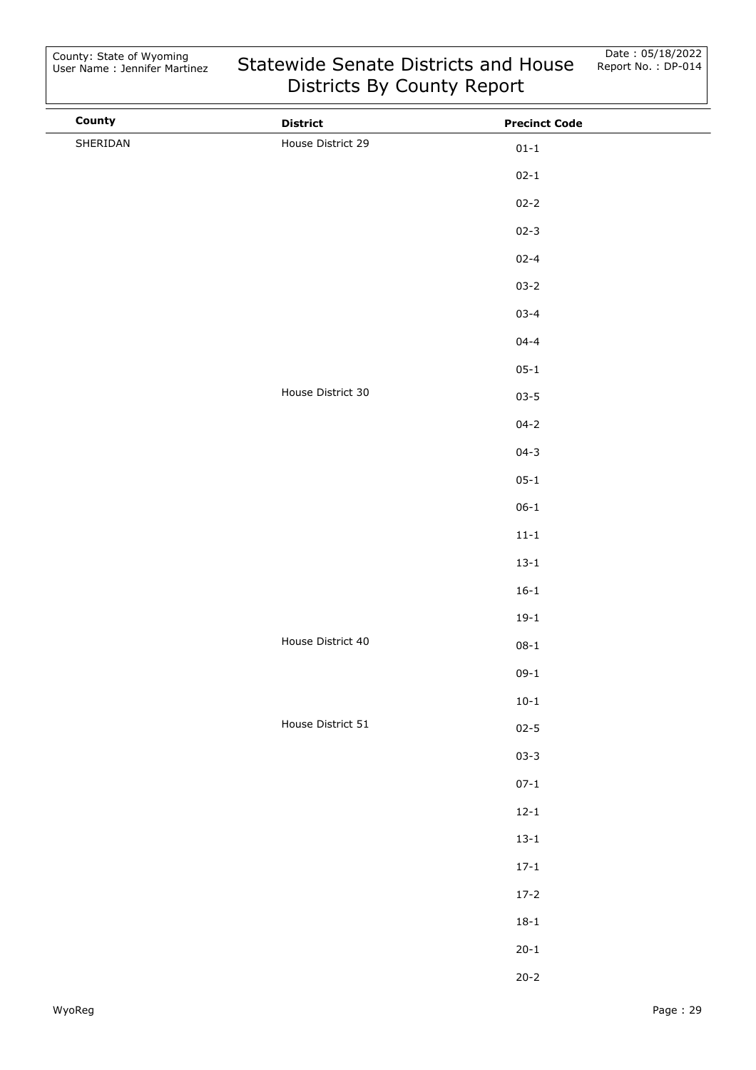# Statewide Senate Districts and House Districts By County Report

County: State of Wyoming
User Name : Jennifer Martinez

Date : 05/18/2022
Report No. : DP-014

| County | District | Precinct Code |
|---|---|---|
| SHERIDAN | House District 29 | 01-1 |
| | | 02-1 |
| | | 02-2 |
| | | 02-3 |
| | | 02-4 |
| | | 03-2 |
| | | 03-4 |
| | | 04-4 |
| | | 05-1 |
| | House District 30 | 03-5 |
| | | 04-2 |
| | | 04-3 |
| | | 05-1 |
| | | 06-1 |
| | | 11-1 |
| | | 13-1 |
| | | 16-1 |
| | | 19-1 |
| | House District 40 | 08-1 |
| | | 09-1 |
| | | 10-1 |
| | House District 51 | 02-5 |
| | | 03-3 |
| | | 07-1 |
| | | 12-1 |
| | | 13-1 |
| | | 17-1 |
| | | 17-2 |
| | | 18-1 |
| | | 20-1 |
| | | 20-2 |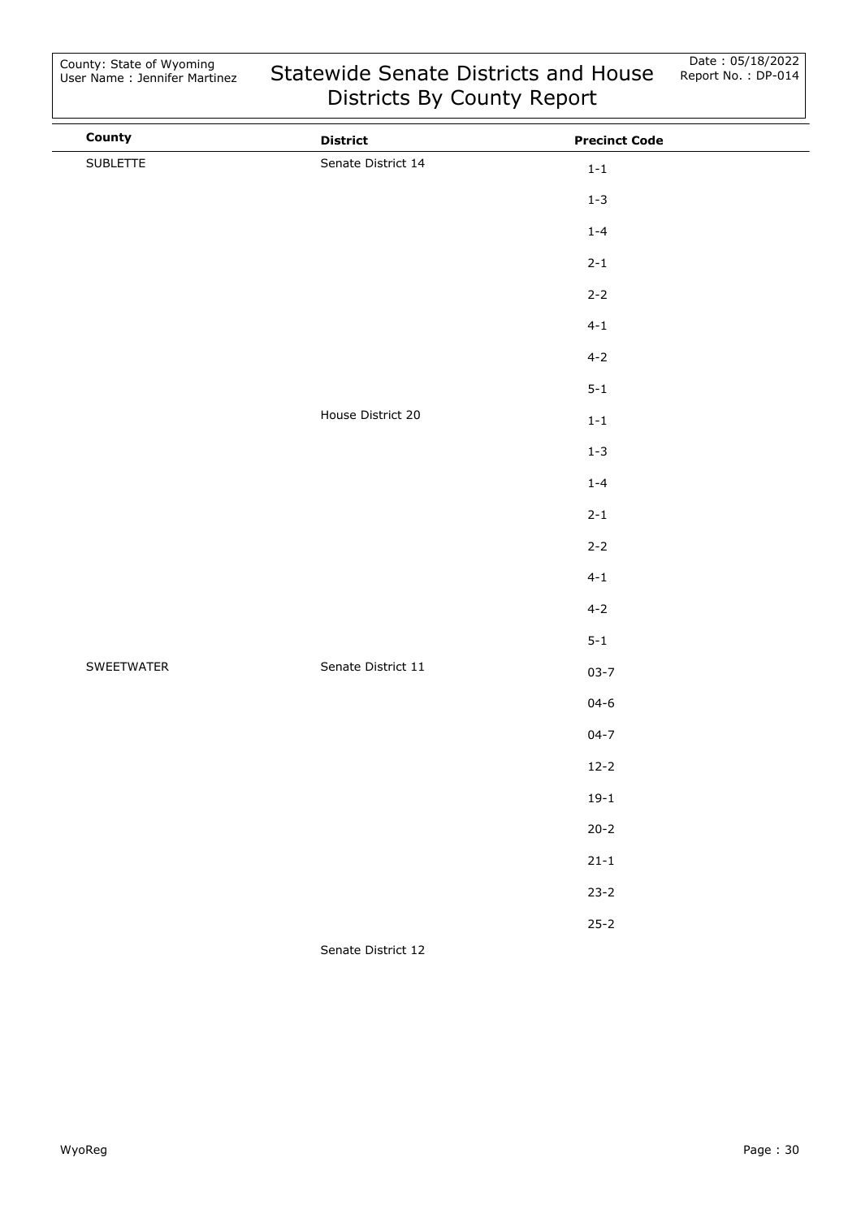| County | District | Precinct Code |
| --- | --- | --- |
| SUBLETTE | Senate District 14 | 1-1 |
| | | 1-3 |
| | | 1-4 |
| | | 2-1 |
| | | 2-2 |
| | | 4-1 |
| | | 4-2 |
| | | 5-1 |
| | House District 20 | 1-1 |
| | | 1-3 |
| | | 1-4 |
| | | 2-1 |
| | | 2-2 |
| | | 4-1 |
| | | 4-2 |
| | | 5-1 |
| SWEETWATER | Senate District 11 | 03-7 |
| | | 04-6 |
| | | 04-7 |
| | | 12-2 |
| | | 19-1 |
| | | 20-2 |
| | | 21-1 |
| | | 23-2 |
| | | 25-2 |
| | Senate District 12 | |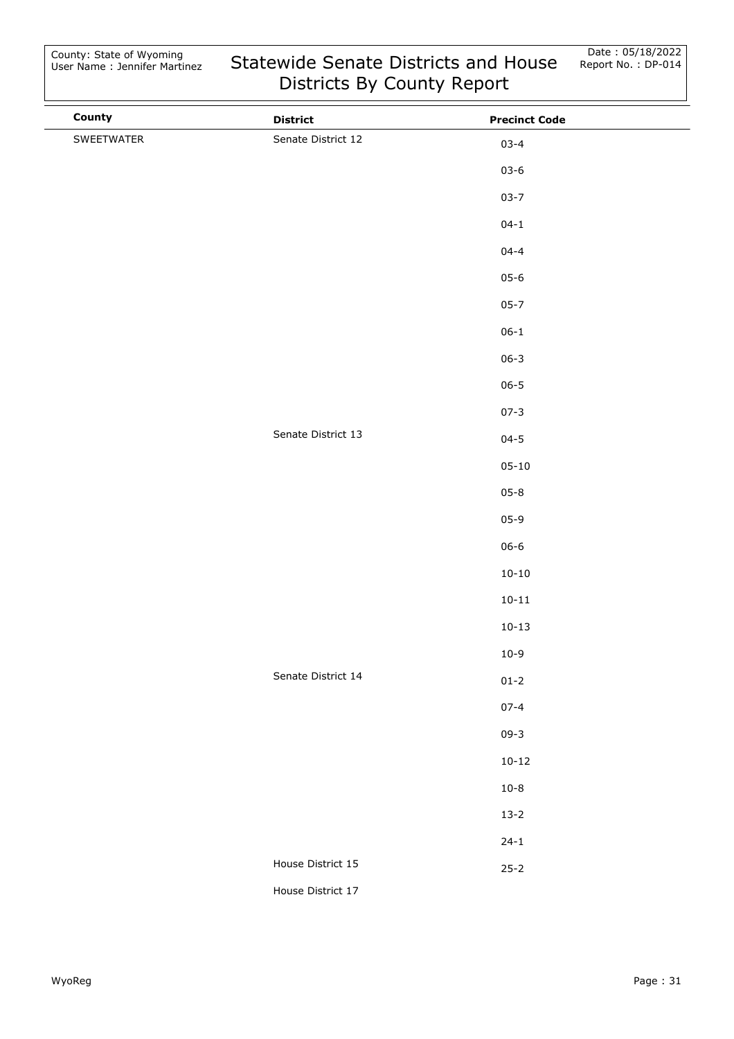# Statewide Senate Districts and House Districts By County Report

County: State of Wyoming
User Name : Jennifer Martinez

Date : 05/18/2022
Report No. : DP-014

| County | District | Precinct Code |
|---|---|---|
| SWEETWATER | Senate District 12 | 03-4 |
| | | 03-6 |
| | | 03-7 |
| | | 04-1 |
| | | 04-4 |
| | | 05-6 |
| | | 05-7 |
| | | 06-1 |
| | | 06-3 |
| | | 06-5 |
| | | 07-3 |
| | Senate District 13 | 04-5 |
| | | 05-10 |
| | | 05-8 |
| | | 05-9 |
| | | 06-6 |
| | | 10-10 |
| | | 10-11 |
| | | 10-13 |
| | | 10-9 |
| | Senate District 14 | 01-2 |
| | | 07-4 |
| | | 09-3 |
| | | 10-12 |
| | | 10-8 |
| | | 13-2 |
| | | 24-1 |
| | House District 15 | 25-2 |
| | House District 17 | |

WyoReg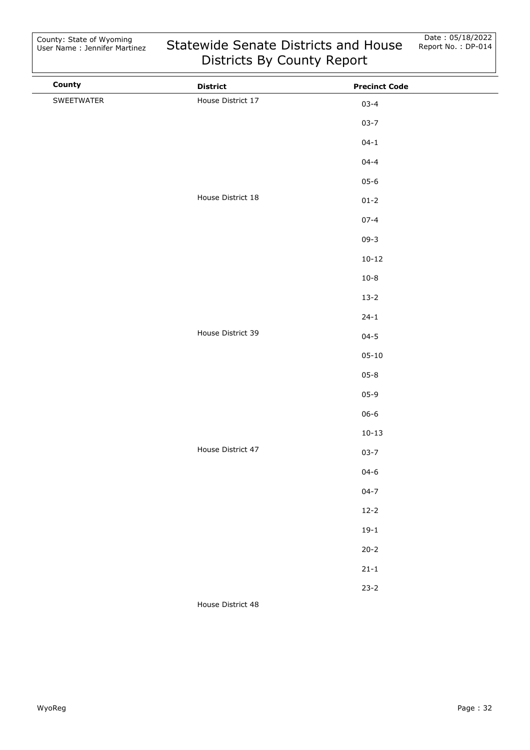County: State of Wyoming
User Name : Jennifer Martinez

# Statewide Senate Districts and House Districts By County Report

Date : 05/18/2022
Report No. : DP-014

| County | District | Precinct Code |
|---|---|---|
| SWEETWATER | House District 17 | 03-4 |
| | | 03-7 |
| | | 04-1 |
| | | 04-4 |
| | | 05-6 |
| | House District 18 | 01-2 |
| | | 07-4 |
| | | 09-3 |
| | | 10-12 |
| | | 10-8 |
| | | 13-2 |
| | | 24-1 |
| | House District 39 | 04-5 |
| | | 05-10 |
| | | 05-8 |
| | | 05-9 |
| | | 06-6 |
| | | 10-13 |
| | House District 47 | 03-7 |
| | | 04-6 |
| | | 04-7 |
| | | 12-2 |
| | | 19-1 |
| | | 20-2 |
| | | 21-1 |
| | | 23-2 |
| | House District 48 | |

WyoReg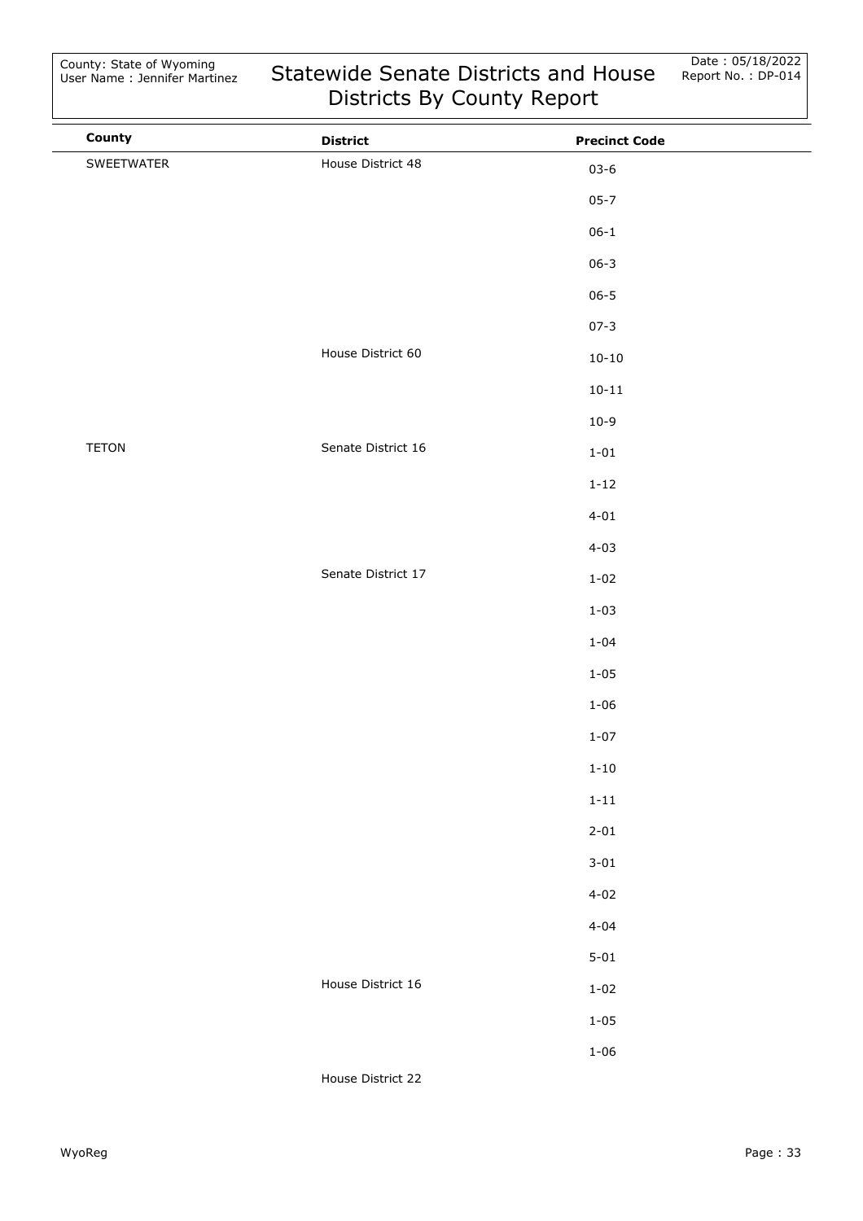# Statewide Senate Districts and House Districts By County Report

County: State of Wyoming
User Name : Jennifer Martinez

Date : 05/18/2022
Report No. : DP-014

| County | District | Precinct Code |
|---|---|---|
| SWEETWATER | House District 48 | 03-6 |
| | | 05-7 |
| | | 06-1 |
| | | 06-3 |
| | | 06-5 |
| | | 07-3 |
| | House District 60 | 10-10 |
| | | 10-11 |
| | | 10-9 |
| TETON | Senate District 16 | 1-01 |
| | | 1-12 |
| | | 4-01 |
| | | 4-03 |
| | Senate District 17 | 1-02 |
| | | 1-03 |
| | | 1-04 |
| | | 1-05 |
| | | 1-06 |
| | | 1-07 |
| | | 1-10 |
| | | 1-11 |
| | | 2-01 |
| | | 3-01 |
| | | 4-02 |
| | | 4-04 |
| | | 5-01 |
| | House District 16 | 1-02 |
| | | 1-05 |
| | | 1-06 |
| | House District 22 | |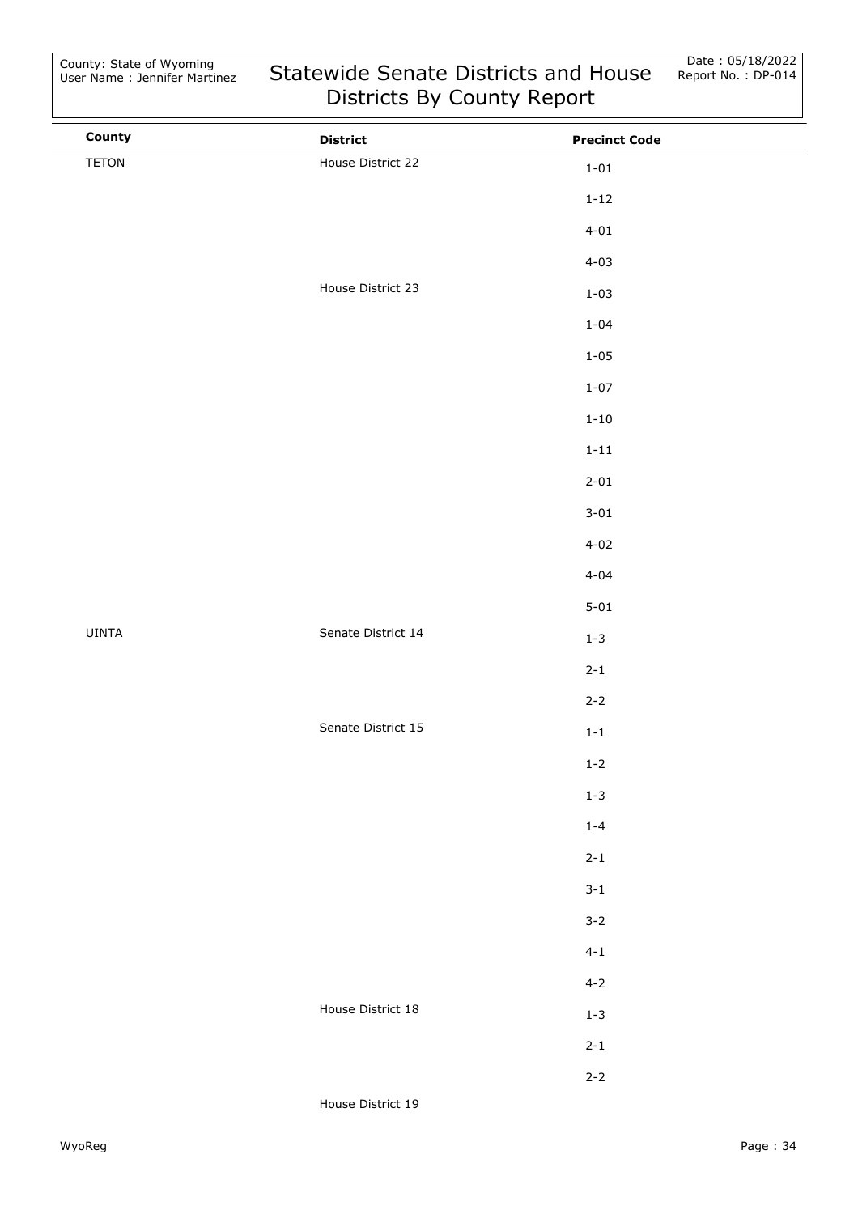| County | District | Precinct Code |
| --- | --- | --- |
| TETON | House District 22 | 1-01 |
| | | 1-12 |
| | | 4-01 |
| | | 4-03 |
| | House District 23 | 1-03 |
| | | 1-04 |
| | | 1-05 |
| | | 1-07 |
| | | 1-10 |
| | | 1-11 |
| | | 2-01 |
| | | 3-01 |
| | | 4-02 |
| | | 4-04 |
| | | 5-01 |
| UINTA | Senate District 14 | 1-3 |
| | | 2-1 |
| | | 2-2 |
| | Senate District 15 | 1-1 |
| | | 1-2 |
| | | 1-3 |
| | | 1-4 |
| | | 2-1 |
| | | 3-1 |
| | | 3-2 |
| | | 4-1 |
| | | 4-2 |
| | House District 18 | 1-3 |
| | | 2-1 |
| | | 2-2 |
| | House District 19 | |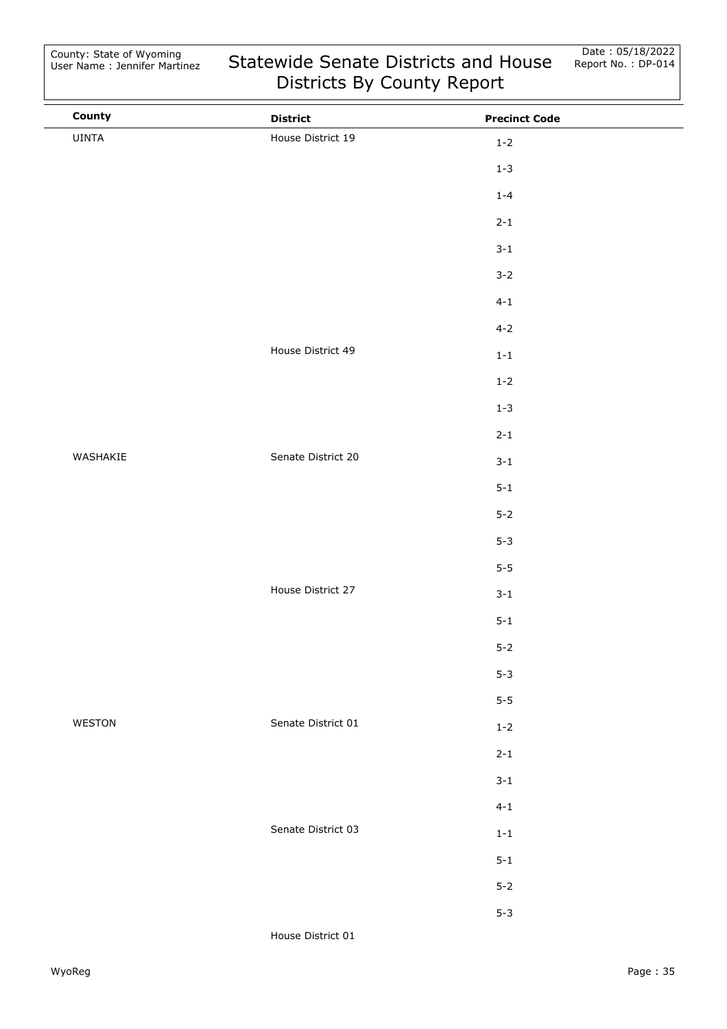County: State of Wyoming
User Name : Jennifer Martinez

# Statewide Senate Districts and House Districts By County Report

Date : 05/18/2022
Report No. : DP-014

| County | District | Precinct Code |
|---|---|---|
| UINTA | House District 19 | 1-2 |
| | | 1-3 |
| | | 1-4 |
| | | 2-1 |
| | | 3-1 |
| | | 3-2 |
| | | 4-1 |
| | | 4-2 |
| | House District 49 | 1-1 |
| | | 1-2 |
| | | 1-3 |
| | | 2-1 |
| WASHAKIE | Senate District 20 | 3-1 |
| | | 5-1 |
| | | 5-2 |
| | | 5-3 |
| | | 5-5 |
| | House District 27 | 3-1 |
| | | 5-1 |
| | | 5-2 |
| | | 5-3 |
| | | 5-5 |
| WESTON | Senate District 01 | 1-2 |
| | | 2-1 |
| | | 3-1 |
| | | 4-1 |
| | Senate District 03 | 1-1 |
| | | 5-1 |
| | | 5-2 |
| | | 5-3 |
| | House District 01 | |

WyoReg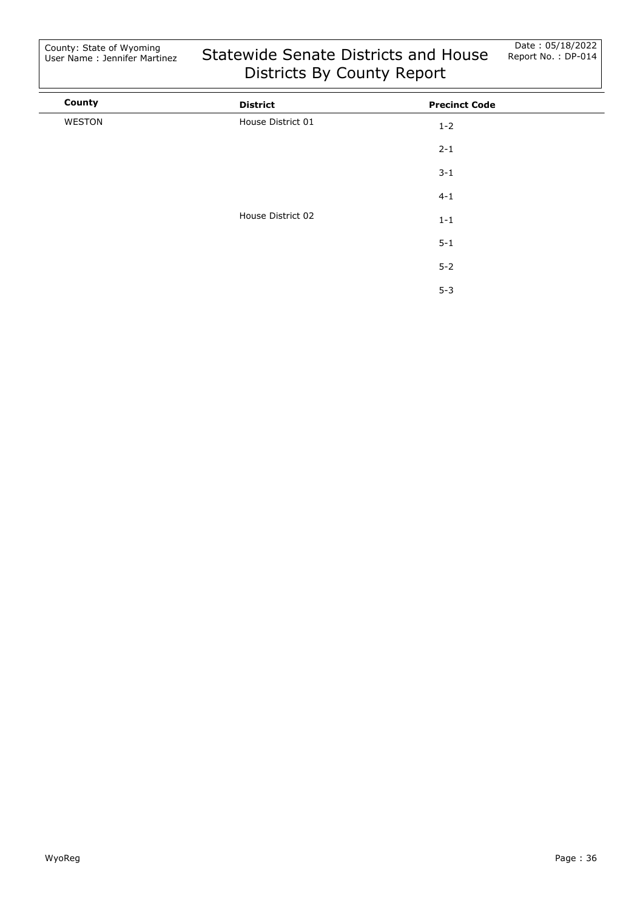| County | District | Precinct Code |
|---|---|---|
| WESTON | House District 01 | 1-2 |
| | | 2-1 |
| | | 3-1 |
| | | 4-1 |
| | House District 02 | 1-1 |
| | | 5-1 |
| | | 5-2 |
| | | 5-3 |